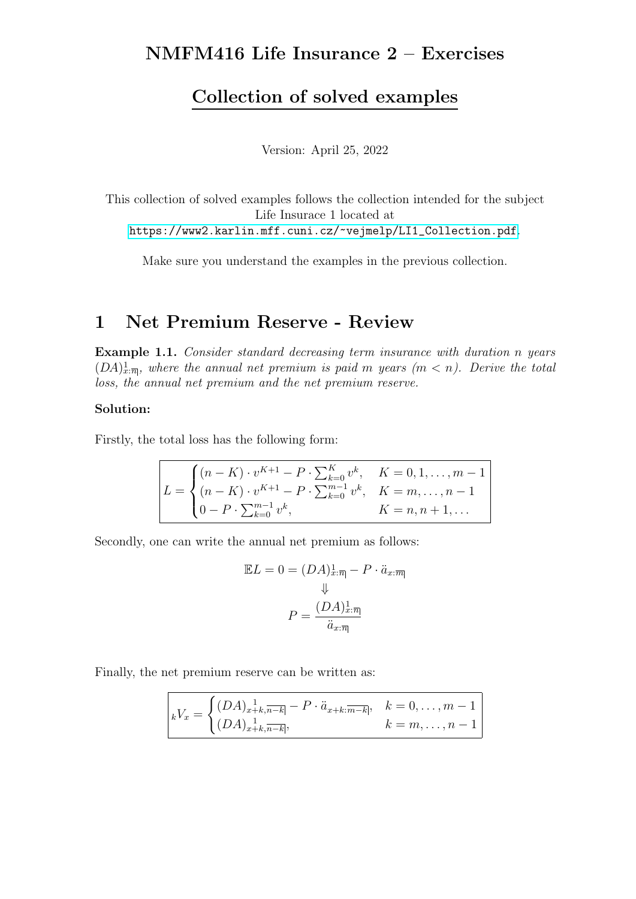# NMFM416 Life Insurance 2 – Exercises

## Collection of solved examples

Version: April 25, 2022

This collection of solved examples follows the collection intended for the subject Life Insurace 1 located at
https://www2.karlin.mff.cuni.cz/~vejmelp/LI1_Collection.pdf.

Make sure you understand the examples in the previous collection.

# 1 Net Premium Reserve - Review

**Example 1.1.** *Consider standard decreasing term insurance with duration $n$ years $(DA)^1_{x:\overline{n}|}$, where the annual net premium is paid $m$ years ($m < n$). Derive the total loss, the annual net premium and the net premium reserve.*

**Solution:**

Firstly, the total loss has the following form:

$$
L = \begin{cases} (n-K) \cdot v^{K+1} - P \cdot \sum_{k=0}^{K} v^k, & K = 0, 1, \dots, m-1 \\ (n-K) \cdot v^{K+1} - P \cdot \sum_{k=0}^{m-1} v^k, & K = m, \dots, n-1 \\ 0 - P \cdot \sum_{k=0}^{m-1} v^k, & K = n, n+1, \dots \end{cases}
$$

Secondly, one can write the annual net premium as follows:

$$
\mathbb{E}L = 0 = (DA)^1_{x:\overline{n}|} - P \cdot \ddot{a}_{x:\overline{m}|}
$$

$$
\Downarrow
$$

$$
P = \frac{(DA)^1_{x:\overline{n}|}}{\ddot{a}_{x:\overline{n}|}}
$$

Finally, the net premium reserve can be written as:

$$
{}_kV_x = \begin{cases} (DA)^{\,1}_{x+k,\overline{n-k}|} - P \cdot \ddot{a}_{x+k:\overline{m-k}|}, & k = 0, \dots, m-1 \\ (DA)^{\,1}_{x+k,\overline{n-k}|}, & k = m, \dots, n-1 \end{cases}
$$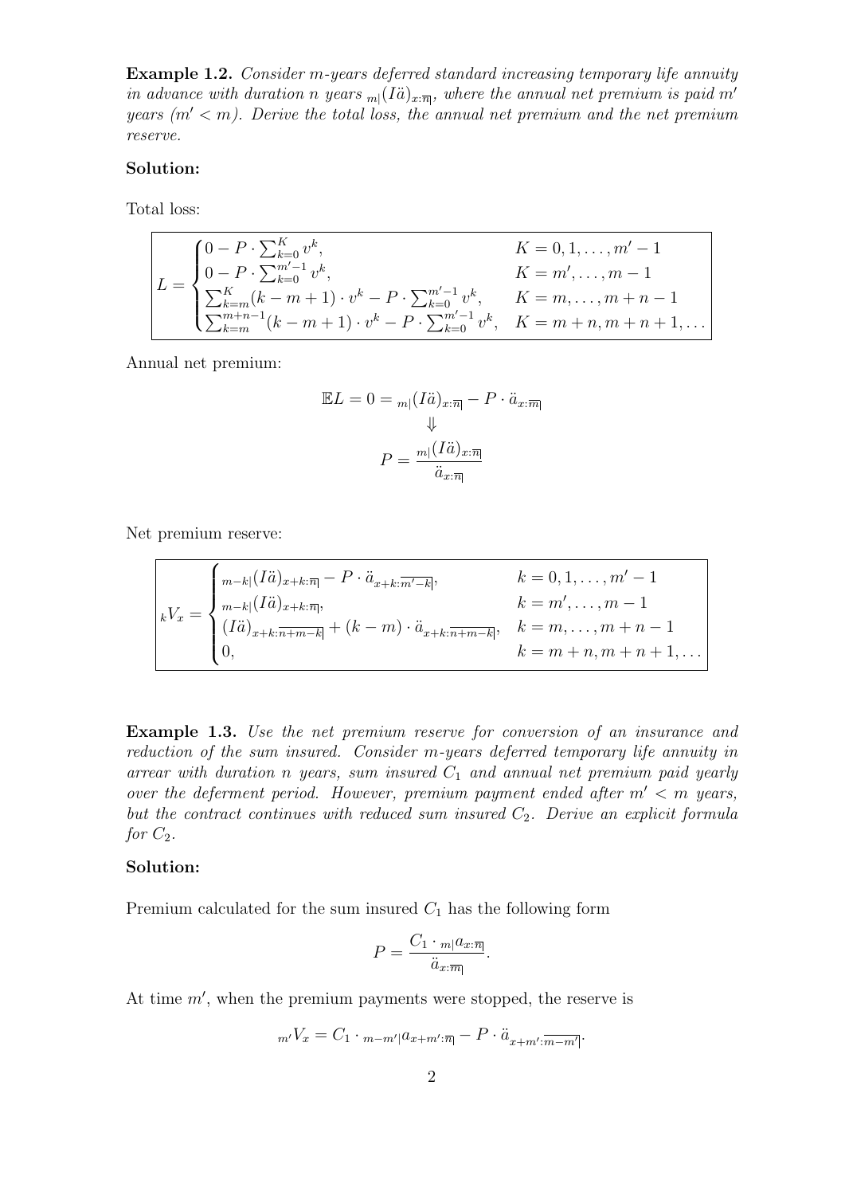**Example 1.2.** *Consider m-years deferred standard increasing temporary life annuity in advance with duration n years ${}_{m|}(I\ddot{a})_{x:\overline{n}|}$, where the annual net premium is paid $m'$ years ($m' < m$). Derive the total loss, the annual net premium and the net premium reserve.*

**Solution:**

Total loss:

$$
L = \begin{cases} 0 - P \cdot \sum_{k=0}^{K} v^k, & K = 0, 1, \ldots, m'-1 \\ 0 - P \cdot \sum_{k=0}^{m'-1} v^k, & K = m', \ldots, m-1 \\ \sum_{k=m}^{K} (k-m+1) \cdot v^k - P \cdot \sum_{k=0}^{m'-1} v^k, & K = m, \ldots, m+n-1 \\ \sum_{k=m}^{m+n-1} (k-m+1) \cdot v^k - P \cdot \sum_{k=0}^{m'-1} v^k, & K = m+n, m+n+1, \ldots \end{cases}
$$

Annual net premium:

$$
\mathbb{E}L = 0 = {}_{m|}(I\ddot{a})_{x:\overline{n}|} - P \cdot \ddot{a}_{x:\overline{m}|}
$$
$$
\Downarrow
$$
$$
P = \frac{{}_{m|}(I\ddot{a})_{x:\overline{n}|}}{\ddot{a}_{x:\overline{m}|}}
$$

Net premium reserve:

$$
{}_kV_x = \begin{cases} {}_{m-k|}(I\ddot{a})_{x+k:\overline{n}|} - P \cdot \ddot{a}_{x+k:\overline{m'-k}|}, & k = 0, 1, \ldots, m'-1 \\ {}_{m-k|}(I\ddot{a})_{x+k:\overline{n}|}, & k = m', \ldots, m-1 \\ (I\ddot{a})_{x+k:\overline{n+m-k}|} + (k-m) \cdot \ddot{a}_{x+k:\overline{n+m-k}|}, & k = m, \ldots, m+n-1 \\ 0, & k = m+n, m+n+1, \ldots \end{cases}
$$

**Example 1.3.** *Use the net premium reserve for conversion of an insurance and reduction of the sum insured. Consider m-years deferred temporary life annuity in arrear with duration n years, sum insured $C_1$ and annual net premium paid yearly over the deferment period. However, premium payment ended after $m' < m$ years, but the contract continues with reduced sum insured $C_2$. Derive an explicit formula for $C_2$.*

**Solution:**

Premium calculated for the sum insured $C_1$ has the following form

$$
P = \frac{C_1 \cdot {}_{m|}a_{x:\overline{n}|}}{\ddot{a}_{x:\overline{m}|}}.
$$

At time $m'$, when the premium payments were stopped, the reserve is

$$
{}_{m'}V_x = C_1 \cdot {}_{m-m'|}a_{x+m':\overline{n}|} - P \cdot \ddot{a}_{x+m':\overline{m-m'}|}.
$$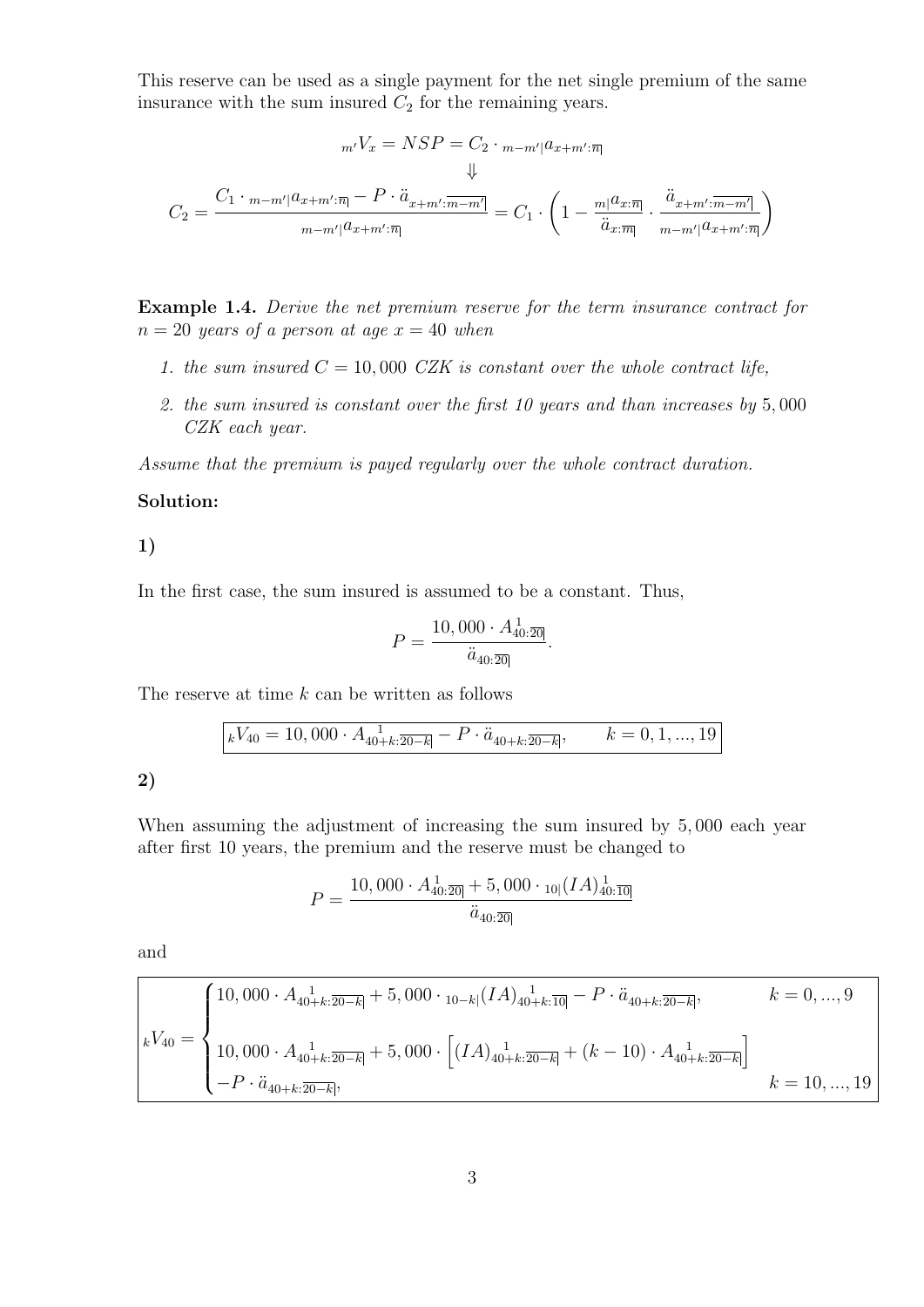This reserve can be used as a single payment for the net single premium of the same insurance with the sum insured $C_2$ for the remaining years.

$$
{}_{m'}V_x = NSP = C_2 \cdot {}_{m-m'|}a_{x+m':\overline{n}|}
$$

$$
\Downarrow
$$

$$
C_2 = \frac{C_1 \cdot {}_{m-m'|}a_{x+m':\overline{n}|} - P \cdot \ddot{a}_{x+m':\overline{m-m'}|}}{{}_{m-m'|}a_{x+m':\overline{n}|}} = C_1 \cdot \left(1 - \frac{{}_{m|}a_{x:\overline{n}|}}{\ddot{a}_{x:\overline{m}|}} \cdot \frac{\ddot{a}_{x+m':\overline{m-m'}|}}{{}_{m-m'|}a_{x+m':\overline{n}|}}\right)
$$

**Example 1.4.** *Derive the net premium reserve for the term insurance contract for $n = 20$ years of a person at age $x = 40$ when*

1. *the sum insured $C = 10,000$ CZK is constant over the whole contract life,*
2. *the sum insured is constant over the first 10 years and than increases by $5,000$ CZK each year.*

*Assume that the premium is payed regularly over the whole contract duration.*

**Solution:**

**1)**

In the first case, the sum insured is assumed to be a constant. Thus,

$$
P = \frac{10,000 \cdot A^{\ 1}_{40:\overline{20}|}}{\ddot{a}_{40:\overline{20}|}}.
$$

The reserve at time $k$ can be written as follows

$$
\boxed{{}_kV_{40} = 10,000 \cdot A^{\ 1}_{40+k:\overline{20-k}|} - P \cdot \ddot{a}_{40+k:\overline{20-k}|}, \qquad k = 0, 1, ..., 19}
$$

**2)**

When assuming the adjustment of increasing the sum insured by $5,000$ each year after first 10 years, the premium and the reserve must be changed to

$$
P = \frac{10,000 \cdot A^{\ 1}_{40:\overline{20}|} + 5,000 \cdot {}_{10|}(IA)^{\ 1}_{40:\overline{10}|}}{\ddot{a}_{40:\overline{20}|}}
$$

and

$$
\boxed{{}_kV_{40} = \begin{cases} 10,000 \cdot A^{\ 1}_{40+k:\overline{20-k}|} + 5,000 \cdot {}_{10-k|}(IA)^{\ 1}_{40+k:\overline{10}|} - P \cdot \ddot{a}_{40+k:\overline{20-k}|}, & k = 0, ..., 9 \\ 10,000 \cdot A^{\ 1}_{40+k:\overline{20-k}|} + 5,000 \cdot \left[(IA)^{\ 1}_{40+k:\overline{20-k}|} + (k-10) \cdot A^{\ 1}_{40+k:\overline{20-k}|}\right] & \\ -P \cdot \ddot{a}_{40+k:\overline{20-k}|}, & k = 10, ..., 19 \end{cases}}
$$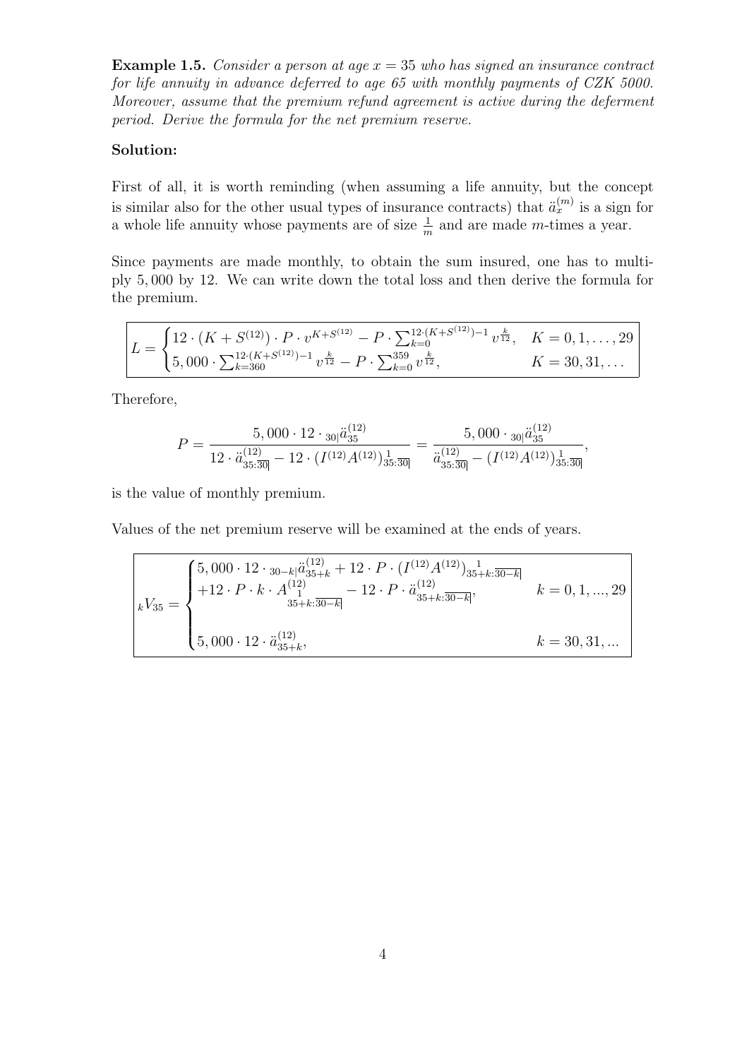**Example 1.5.** *Consider a person at age $x = 35$ who has signed an insurance contract for life annuity in advance deferred to age 65 with monthly payments of CZK 5000. Moreover, assume that the premium refund agreement is active during the deferment period. Derive the formula for the net premium reserve.*

**Solution:**

First of all, it is worth reminding (when assuming a life annuity, but the concept is similar also for the other usual types of insurance contracts) that $\ddot{a}_x^{(m)}$ is a sign for a whole life annuity whose payments are of size $\frac{1}{m}$ and are made $m$-times a year.

Since payments are made monthly, to obtain the sum insured, one has to multiply $5,000$ by 12. We can write down the total loss and then derive the formula for the premium.

$$L = \begin{cases} 12 \cdot (K + S^{(12)}) \cdot P \cdot v^{K+S^{(12)}} - P \cdot \sum_{k=0}^{12\cdot(K+S^{(12)})-1} v^{\frac{k}{12}}, & K = 0, 1, \ldots, 29 \\ 5,000 \cdot \sum_{k=360}^{12\cdot(K+S^{(12)})-1} v^{\frac{k}{12}} - P \cdot \sum_{k=0}^{359} v^{\frac{k}{12}}, & K = 30, 31, \ldots \end{cases}$$

Therefore,

$$P = \frac{5,000 \cdot 12 \cdot {}_{30|}\ddot{a}_{35}^{(12)}}{12 \cdot \ddot{a}_{35:\overline{30}|}^{(12)} - 12 \cdot (I^{(12)}A^{(12)})_{35:\overline{30}|}^{1}} = \frac{5,000 \cdot {}_{30|}\ddot{a}_{35}^{(12)}}{\ddot{a}_{35:\overline{30}|}^{(12)} - (I^{(12)}A^{(12)})_{35:\overline{30}|}^{1}},$$

is the value of monthly premium.

Values of the net premium reserve will be examined at the ends of years.

$${}_kV_{35} = \begin{cases} 5,000 \cdot 12 \cdot {}_{30-k|}\ddot{a}_{35+k}^{(12)} + 12 \cdot P \cdot (I^{(12)}A^{(12)})_{35+k:\overline{30-k}|}^{1} \\ +12 \cdot P \cdot k \cdot A_{\stackrel{1}{35+k:\overline{30-k}|}}^{(12)} - 12 \cdot P \cdot \ddot{a}_{35+k:\overline{30-k}|}^{(12)}, & k = 0, 1, ..., 29 \\ \\ 5,000 \cdot 12 \cdot \ddot{a}_{35+k}^{(12)}, & k = 30, 31, ... \end{cases}$$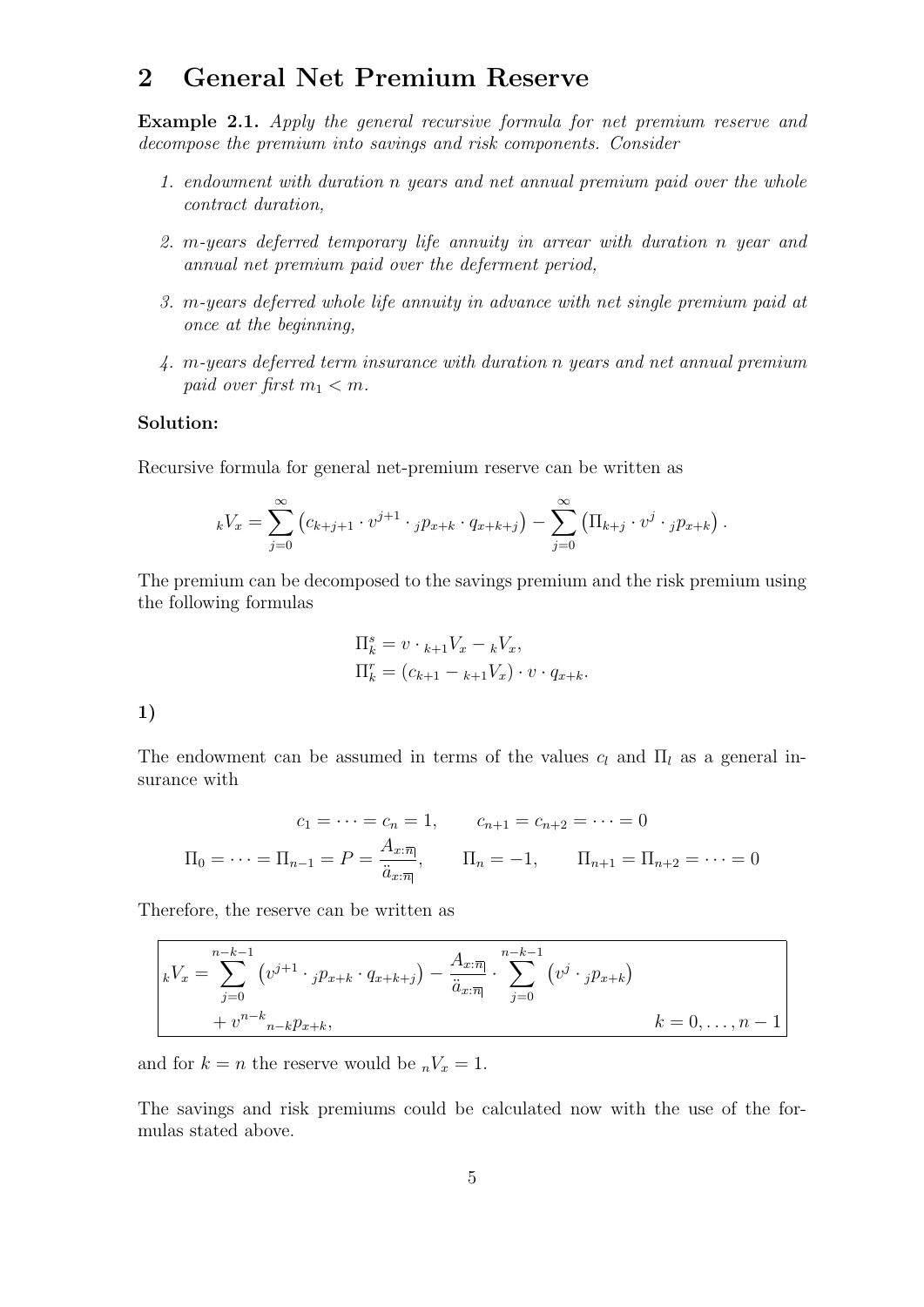## 2 General Net Premium Reserve

**Example 2.1.** *Apply the general recursive formula for net premium reserve and decompose the premium into savings and risk components. Consider*

1. *endowment with duration n years and net annual premium paid over the whole contract duration,*
2. *m-years deferred temporary life annuity in arrear with duration n year and annual net premium paid over the deferment period,*
3. *m-years deferred whole life annuity in advance with net single premium paid at once at the beginning,*
4. *m-years deferred term insurance with duration n years and net annual premium paid over first $m_1 < m$.*

**Solution:**

Recursive formula for general net-premium reserve can be written as

$$ {}_kV_x = \sum_{j=0}^{\infty} \left( c_{k+j+1} \cdot v^{j+1} \cdot {}_jp_{x+k} \cdot q_{x+k+j} \right) - \sum_{j=0}^{\infty} \left( \Pi_{k+j} \cdot v^j \cdot {}_jp_{x+k} \right). $$

The premium can be decomposed to the savings premium and the risk premium using the following formulas

$$ \Pi_k^s = v \cdot {}_{k+1}V_x - {}_kV_x, $$
$$ \Pi_k^r = (c_{k+1} - {}_{k+1}V_x) \cdot v \cdot q_{x+k}. $$

**1)**

The endowment can be assumed in terms of the values $c_l$ and $\Pi_l$ as a general insurance with

$$ c_1 = \cdots = c_n = 1, \qquad c_{n+1} = c_{n+2} = \cdots = 0 $$

$$ \Pi_0 = \cdots = \Pi_{n-1} = P = \frac{A_{x:\overline{n}|}}{\ddot{a}_{x:\overline{n}|}}, \qquad \Pi_n = -1, \qquad \Pi_{n+1} = \Pi_{n+2} = \cdots = 0 $$

Therefore, the reserve can be written as

$$ {}_kV_x = \sum_{j=0}^{n-k-1} \left( v^{j+1} \cdot {}_jp_{x+k} \cdot q_{x+k+j} \right) - \frac{A_{x:\overline{n}|}}{\ddot{a}_{x:\overline{n}|}} \cdot \sum_{j=0}^{n-k-1} \left( v^j \cdot {}_jp_{x+k} \right) + v^{n-k} {}_{n-k}p_{x+k}, \qquad k = 0, \ldots, n-1 $$

and for $k = n$ the reserve would be ${}_nV_x = 1$.

The savings and risk premiums could be calculated now with the use of the formulas stated above.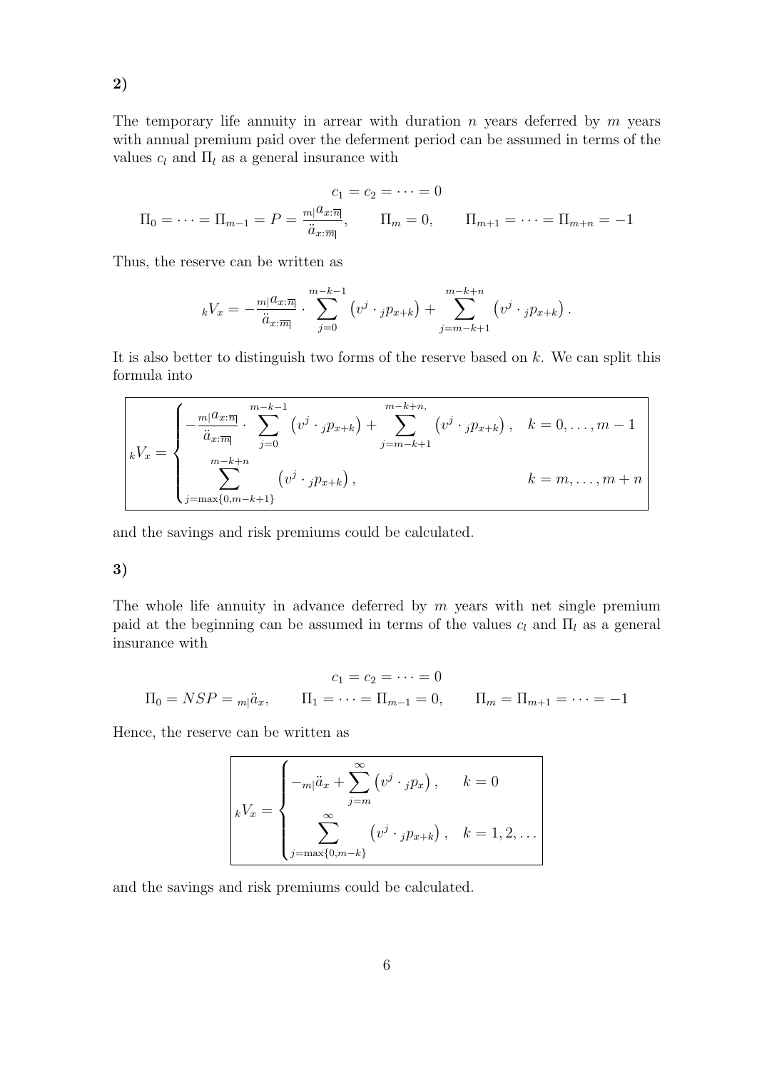**2)**

The temporary life annuity in arrear with duration $n$ years deferred by $m$ years with annual premium paid over the deferment period can be assumed in terms of the values $c_l$ and $\Pi_l$ as a general insurance with

$$c_1 = c_2 = \cdots = 0$$

$$\Pi_0 = \cdots = \Pi_{m-1} = P = \frac{{}_{m|}a_{x:\overline{n}|}}{\ddot{a}_{x:\overline{m}|}}, \qquad \Pi_m = 0, \qquad \Pi_{m+1} = \cdots = \Pi_{m+n} = -1$$

Thus, the reserve can be written as

$${}_kV_x = -\frac{{}_{m|}a_{x:\overline{n}|}}{\ddot{a}_{x:\overline{m}|}} \cdot \sum_{j=0}^{m-k-1} \left(v^j \cdot {}_jp_{x+k}\right) + \sum_{j=m-k+1}^{m-k+n} \left(v^j \cdot {}_jp_{x+k}\right).$$

It is also better to distinguish two forms of the reserve based on $k$. We can split this formula into

$${}_kV_x = \begin{cases} -\dfrac{{}_{m|}a_{x:\overline{n}|}}{\ddot{a}_{x:\overline{m}|}} \cdot \displaystyle\sum_{j=0}^{m-k-1} \left(v^j \cdot {}_jp_{x+k}\right) + \sum_{j=m-k+1}^{m-k+n,} \left(v^j \cdot {}_jp_{x+k}\right), & k = 0, \dots, m-1 \\ \displaystyle\sum_{j=\max\{0,m-k+1\}}^{m-k+n} \left(v^j \cdot {}_jp_{x+k}\right), & k = m, \dots, m+n \end{cases}$$

and the savings and risk premiums could be calculated.

**3)**

The whole life annuity in advance deferred by $m$ years with net single premium paid at the beginning can be assumed in terms of the values $c_l$ and $\Pi_l$ as a general insurance with

$$c_1 = c_2 = \cdots = 0$$

$$\Pi_0 = NSP = {}_{m|}\ddot{a}_x, \qquad \Pi_1 = \cdots = \Pi_{m-1} = 0, \qquad \Pi_m = \Pi_{m+1} = \cdots = -1$$

Hence, the reserve can be written as

$${}_kV_x = \begin{cases} -{}_{m|}\ddot{a}_x + \displaystyle\sum_{j=m}^{\infty} \left(v^j \cdot {}_jp_x\right), & k = 0 \\ \displaystyle\sum_{j=\max\{0,m-k\}}^{\infty} \left(v^j \cdot {}_jp_{x+k}\right), & k = 1, 2, \dots \end{cases}$$

and the savings and risk premiums could be calculated.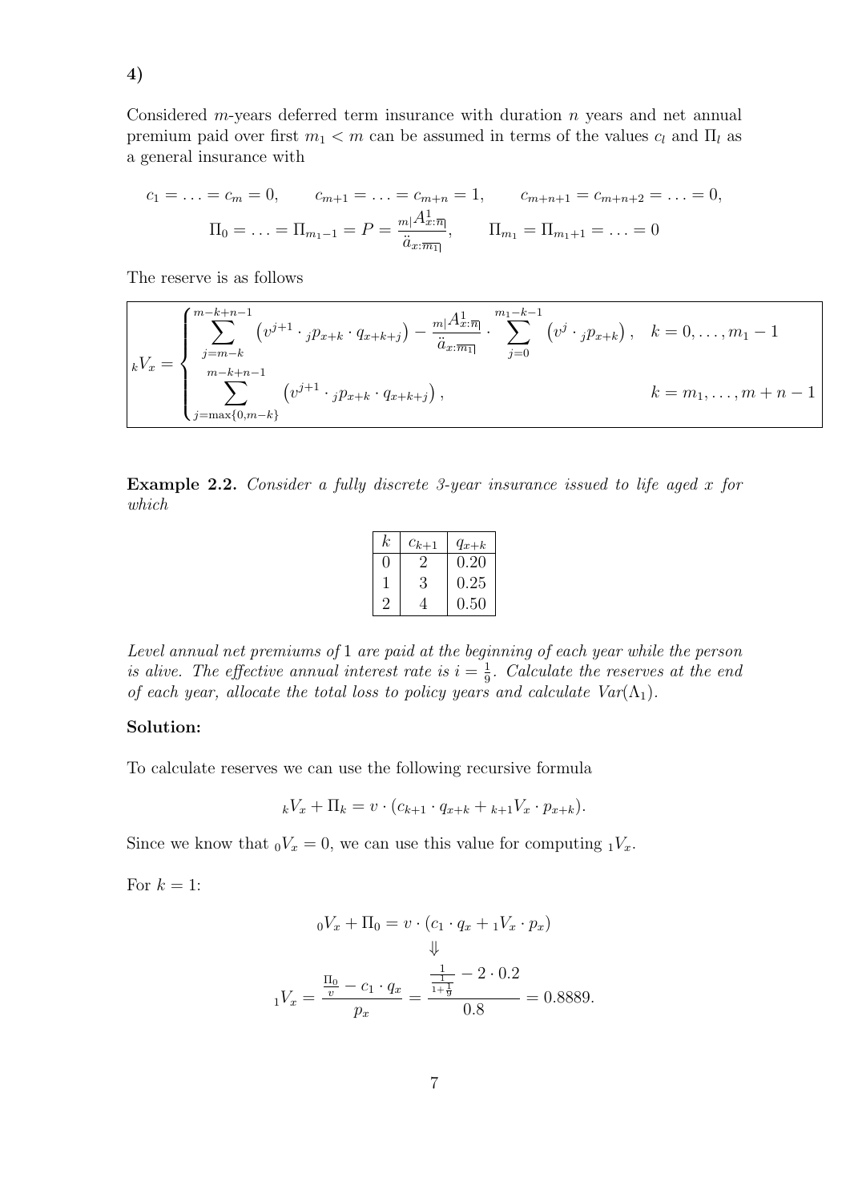**4)**

Considered $m$-years deferred term insurance with duration $n$ years and net annual premium paid over first $m_1 < m$ can be assumed in terms of the values $c_l$ and $\Pi_l$ as a general insurance with

$$c_1 = \ldots = c_m = 0, \qquad c_{m+1} = \ldots = c_{m+n} = 1, \qquad c_{m+n+1} = c_{m+n+2} = \ldots = 0,$$

$$\Pi_0 = \ldots = \Pi_{m_1-1} = P = \frac{{}_{m|}A^1_{x:\overline{n}|}}{\ddot{a}_{x:\overline{m_1}|}}, \qquad \Pi_{m_1} = \Pi_{m_1+1} = \ldots = 0$$

The reserve is as follows

$$
{}_kV_x = \begin{cases} \displaystyle\sum_{j=m-k}^{m-k+n-1} \left(v^{j+1} \cdot {}_jp_{x+k} \cdot q_{x+k+j}\right) - \frac{{}_{m|}A^1_{x:\overline{n}|}}{\ddot{a}_{x:\overline{m_1}|}} \cdot \sum_{j=0}^{m_1-k-1} \left(v^j \cdot {}_jp_{x+k}\right), & k = 0, \ldots, m_1 - 1 \\ \displaystyle\sum_{j=\max\{0,m-k\}}^{m-k+n-1} \left(v^{j+1} \cdot {}_jp_{x+k} \cdot q_{x+k+j}\right), & k = m_1, \ldots, m+n-1 \end{cases}
$$

**Example 2.2.** *Consider a fully discrete 3-year insurance issued to life aged $x$ for which*

| $k$ | $c_{k+1}$ | $q_{x+k}$ |
|---|---|---|
| 0 | 2 | 0.20 |
| 1 | 3 | 0.25 |
| 2 | 4 | 0.50 |

*Level annual net premiums of 1 are paid at the beginning of each year while the person is alive. The effective annual interest rate is $i = \frac{1}{9}$. Calculate the reserves at the end of each year, allocate the total loss to policy years and calculate $Var(\Lambda_1)$.*

**Solution:**

To calculate reserves we can use the following recursive formula

$${}_kV_x + \Pi_k = v \cdot (c_{k+1} \cdot q_{x+k} + {}_{k+1}V_x \cdot p_{x+k}).$$

Since we know that ${}_0V_x = 0$, we can use this value for computing ${}_1V_x$.

For $k = 1$:

$${}_0V_x + \Pi_0 = v \cdot (c_1 \cdot q_x + {}_1V_x \cdot p_x)$$
$$\Downarrow$$
$${}_1V_x = \frac{\frac{\Pi_0}{v} - c_1 \cdot q_x}{p_x} = \frac{\frac{1}{\frac{1}{1+\frac{1}{9}}} - 2 \cdot 0.2}{0.8} = 0.8889.$$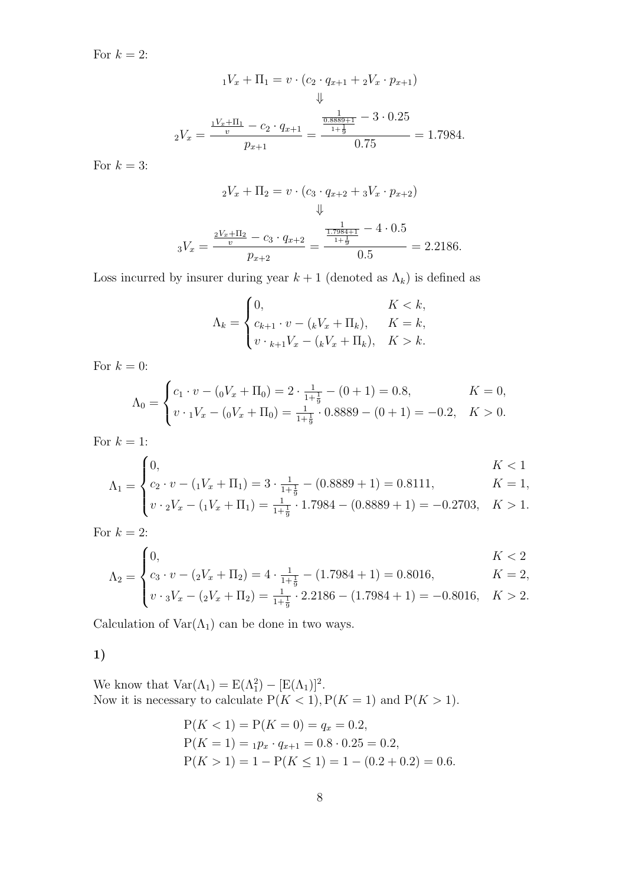For $k = 2$:

$$
{}_1V_x + \Pi_1 = v \cdot (c_2 \cdot q_{x+1} + {}_2V_x \cdot p_{x+1})
$$

$$
\Downarrow
$$

$$
{}_2V_x = \frac{\frac{{}_1V_x + \Pi_1}{v} - c_2 \cdot q_{x+1}}{p_{x+1}} = \frac{\frac{1}{\frac{0.8889+1}{1+\frac{1}{9}}} - 3 \cdot 0.25}{0.75} = 1.7984.
$$

For $k = 3$:

$$
{}_2V_x + \Pi_2 = v \cdot (c_3 \cdot q_{x+2} + {}_3V_x \cdot p_{x+2})
$$

$$
\Downarrow
$$

$$
{}_3V_x = \frac{\frac{{}_2V_x + \Pi_2}{v} - c_3 \cdot q_{x+2}}{p_{x+2}} = \frac{\frac{1}{\frac{1.7984+1}{1+\frac{1}{9}}} - 4 \cdot 0.5}{0.5} = 2.2186.
$$

Loss incurred by insurer during year $k+1$ (denoted as $\Lambda_k$) is defined as

$$
\Lambda_k = \begin{cases} 0, & K < k, \\ c_{k+1} \cdot v - ({}_kV_x + \Pi_k), & K = k, \\ v \cdot {}_{k+1}V_x - ({}_kV_x + \Pi_k), & K > k. \end{cases}
$$

For $k = 0$:

$$
\Lambda_0 = \begin{cases} c_1 \cdot v - ({}_0V_x + \Pi_0) = 2 \cdot \frac{1}{1+\frac{1}{9}} - (0+1) = 0.8, & K = 0, \\ v \cdot {}_1V_x - ({}_0V_x + \Pi_0) = \frac{1}{1+\frac{1}{9}} \cdot 0.8889 - (0+1) = -0.2, & K > 0. \end{cases}
$$

For $k = 1$:

$$
\Lambda_1 = \begin{cases} 0, & K < 1 \\ c_2 \cdot v - ({}_1V_x + \Pi_1) = 3 \cdot \frac{1}{1+\frac{1}{9}} - (0.8889+1) = 0.8111, & K = 1, \\ v \cdot {}_2V_x - ({}_1V_x + \Pi_1) = \frac{1}{1+\frac{1}{9}} \cdot 1.7984 - (0.8889+1) = -0.2703, & K > 1. \end{cases}
$$

For $k = 2$:

$$
\Lambda_2 = \begin{cases} 0, & K < 2 \\ c_3 \cdot v - ({}_2V_x + \Pi_2) = 4 \cdot \frac{1}{1+\frac{1}{9}} - (1.7984+1) = 0.8016, & K = 2, \\ v \cdot {}_3V_x - ({}_2V_x + \Pi_2) = \frac{1}{1+\frac{1}{9}} \cdot 2.2186 - (1.7984+1) = -0.8016, & K > 2. \end{cases}
$$

Calculation of $\mathrm{Var}(\Lambda_1)$ can be done in two ways.

**1)**

We know that $\mathrm{Var}(\Lambda_1) = \mathrm{E}(\Lambda_1^2) - [\mathrm{E}(\Lambda_1)]^2$.
Now it is necessary to calculate $\mathrm{P}(K < 1), \mathrm{P}(K = 1)$ and $\mathrm{P}(K > 1)$.

$$
\begin{aligned}
\mathrm{P}(K < 1) &= \mathrm{P}(K = 0) = q_x = 0.2, \\
\mathrm{P}(K = 1) &= {}_1p_x \cdot q_{x+1} = 0.8 \cdot 0.25 = 0.2, \\
\mathrm{P}(K > 1) &= 1 - \mathrm{P}(K \leq 1) = 1 - (0.2 + 0.2) = 0.6.
\end{aligned}
$$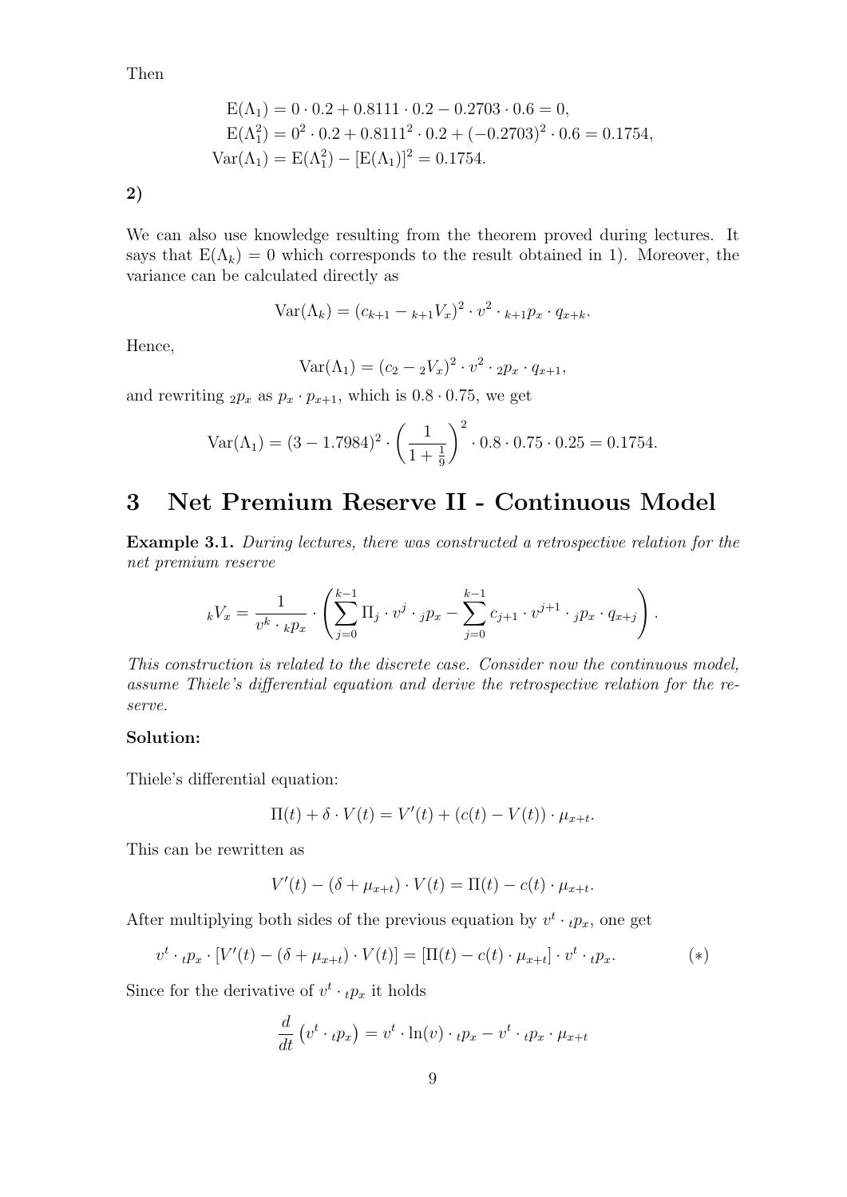Then

$$\begin{aligned}
\mathrm{E}(\Lambda_1) &= 0 \cdot 0.2 + 0.8111 \cdot 0.2 - 0.2703 \cdot 0.6 = 0, \\
\mathrm{E}(\Lambda_1^2) &= 0^2 \cdot 0.2 + 0.8111^2 \cdot 0.2 + (-0.2703)^2 \cdot 0.6 = 0.1754, \\
\mathrm{Var}(\Lambda_1) &= \mathrm{E}(\Lambda_1^2) - [\mathrm{E}(\Lambda_1)]^2 = 0.1754.
\end{aligned}$$

**2)**

We can also use knowledge resulting from the theorem proved during lectures. It says that $\mathrm{E}(\Lambda_k) = 0$ which corresponds to the result obtained in 1). Moreover, the variance can be calculated directly as

$$\mathrm{Var}(\Lambda_k) = (c_{k+1} - {}_{k+1}V_x)^2 \cdot v^2 \cdot {}_{k+1}p_x \cdot q_{x+k}.$$

Hence,

$$\mathrm{Var}(\Lambda_1) = (c_2 - {}_2V_x)^2 \cdot v^2 \cdot {}_2p_x \cdot q_{x+1},$$

and rewriting ${}_2p_x$ as $p_x \cdot p_{x+1}$, which is $0.8 \cdot 0.75$, we get

$$\mathrm{Var}(\Lambda_1) = (3 - 1.7984)^2 \cdot \left(\frac{1}{1+\frac{1}{9}}\right)^2 \cdot 0.8 \cdot 0.75 \cdot 0.25 = 0.1754.$$

# 3 Net Premium Reserve II - Continuous Model

**Example 3.1.** *During lectures, there was constructed a retrospective relation for the net premium reserve*

$${}_kV_x = \frac{1}{v^k \cdot {}_kp_x} \cdot \left( \sum_{j=0}^{k-1} \Pi_j \cdot v^j \cdot {}_jp_x - \sum_{j=0}^{k-1} c_{j+1} \cdot v^{j+1} \cdot {}_jp_x \cdot q_{x+j} \right).$$

*This construction is related to the discrete case. Consider now the continuous model, assume Thiele's differential equation and derive the retrospective relation for the reserve.*

**Solution:**

Thiele's differential equation:

$$\Pi(t) + \delta \cdot V(t) = V'(t) + (c(t) - V(t)) \cdot \mu_{x+t}.$$

This can be rewritten as

$$V'(t) - (\delta + \mu_{x+t}) \cdot V(t) = \Pi(t) - c(t) \cdot \mu_{x+t}.$$

After multiplying both sides of the previous equation by $v^t \cdot {}_tp_x$, one get

$$v^t \cdot {}_tp_x \cdot [V'(t) - (\delta + \mu_{x+t}) \cdot V(t)] = [\Pi(t) - c(t) \cdot \mu_{x+t}] \cdot v^t \cdot {}_tp_x. \qquad (*)$$

Since for the derivative of $v^t \cdot {}_tp_x$ it holds

$$\frac{d}{dt}\left(v^t \cdot {}_tp_x\right) = v^t \cdot \ln(v) \cdot {}_tp_x - v^t \cdot {}_tp_x \cdot \mu_{x+t}$$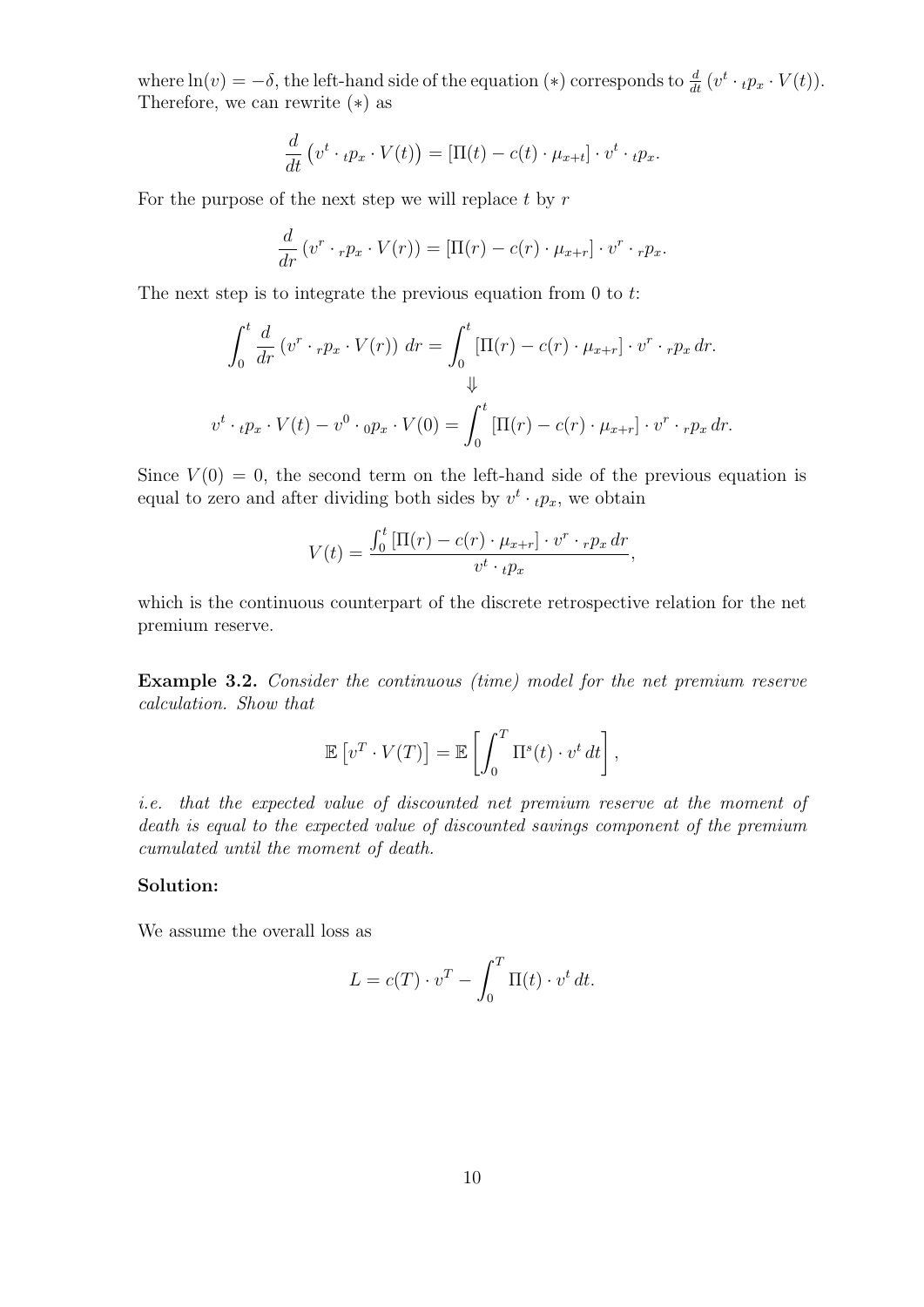where $\ln(v) = -\delta$, the left-hand side of the equation $(*)$ corresponds to $\frac{d}{dt}\left(v^t \cdot {}_tp_x \cdot V(t)\right)$. Therefore, we can rewrite $(*)$ as

$$\frac{d}{dt}\left(v^t \cdot {}_tp_x \cdot V(t)\right) = \left[\Pi(t) - c(t) \cdot \mu_{x+t}\right] \cdot v^t \cdot {}_tp_x.$$

For the purpose of the next step we will replace $t$ by $r$

$$\frac{d}{dr}\left(v^r \cdot {}_rp_x \cdot V(r)\right) = \left[\Pi(r) - c(r) \cdot \mu_{x+r}\right] \cdot v^r \cdot {}_rp_x.$$

The next step is to integrate the previous equation from 0 to $t$:

$$\int_0^t \frac{d}{dr}\left(v^r \cdot {}_rp_x \cdot V(r)\right) dr = \int_0^t \left[\Pi(r) - c(r) \cdot \mu_{x+r}\right] \cdot v^r \cdot {}_rp_x \, dr.$$

$$\Downarrow$$

$$v^t \cdot {}_tp_x \cdot V(t) - v^0 \cdot {}_0p_x \cdot V(0) = \int_0^t \left[\Pi(r) - c(r) \cdot \mu_{x+r}\right] \cdot v^r \cdot {}_rp_x \, dr.$$

Since $V(0) = 0$, the second term on the left-hand side of the previous equation is equal to zero and after dividing both sides by $v^t \cdot {}_tp_x$, we obtain

$$V(t) = \frac{\int_0^t \left[\Pi(r) - c(r) \cdot \mu_{x+r}\right] \cdot v^r \cdot {}_rp_x \, dr}{v^t \cdot {}_tp_x},$$

which is the continuous counterpart of the discrete retrospective relation for the net premium reserve.

**Example 3.2.** *Consider the continuous (time) model for the net premium reserve calculation. Show that*

$$\mathbb{E}\left[v^T \cdot V(T)\right] = \mathbb{E}\left[\int_0^T \Pi^s(t) \cdot v^t \, dt\right],$$

*i.e. that the expected value of discounted net premium reserve at the moment of death is equal to the expected value of discounted savings component of the premium cumulated until the moment of death.*

**Solution:**

We assume the overall loss as

$$L = c(T) \cdot v^T - \int_0^T \Pi(t) \cdot v^t \, dt.$$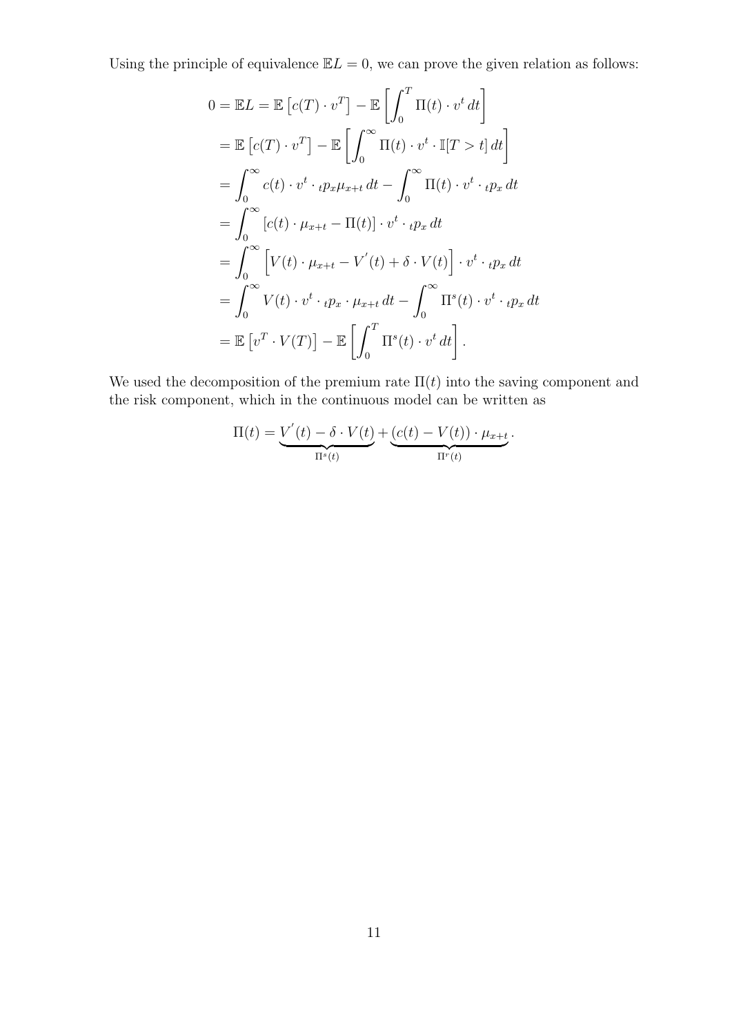Using the principle of equivalence $\mathbb{E}L = 0$, we can prove the given relation as follows:

$$
\begin{aligned}
0 = \mathbb{E}L &= \mathbb{E}\left[c(T) \cdot v^T\right] - \mathbb{E}\left[\int_0^T \Pi(t) \cdot v^t \, dt\right] \\
&= \mathbb{E}\left[c(T) \cdot v^T\right] - \mathbb{E}\left[\int_0^\infty \Pi(t) \cdot v^t \cdot \mathbb{I}[T > t] \, dt\right] \\
&= \int_0^\infty c(t) \cdot v^t \cdot {}_tp_x \mu_{x+t} \, dt - \int_0^\infty \Pi(t) \cdot v^t \cdot {}_tp_x \, dt \\
&= \int_0^\infty \left[c(t) \cdot \mu_{x+t} - \Pi(t)\right] \cdot v^t \cdot {}_tp_x \, dt \\
&= \int_0^\infty \left[V(t) \cdot \mu_{x+t} - V^{'}(t) + \delta \cdot V(t)\right] \cdot v^t \cdot {}_tp_x \, dt \\
&= \int_0^\infty V(t) \cdot v^t \cdot {}_tp_x \cdot \mu_{x+t} \, dt - \int_0^\infty \Pi^s(t) \cdot v^t \cdot {}_tp_x \, dt \\
&= \mathbb{E}\left[v^T \cdot V(T)\right] - \mathbb{E}\left[\int_0^T \Pi^s(t) \cdot v^t \, dt\right].
\end{aligned}
$$

We used the decomposition of the premium rate $\Pi(t)$ into the saving component and the risk component, which in the continuous model can be written as

$$
\Pi(t) = \underbrace{V^{'}(t) - \delta \cdot V(t)}_{\Pi^s(t)} + \underbrace{(c(t) - V(t)) \cdot \mu_{x+t}}_{\Pi^r(t)}.
$$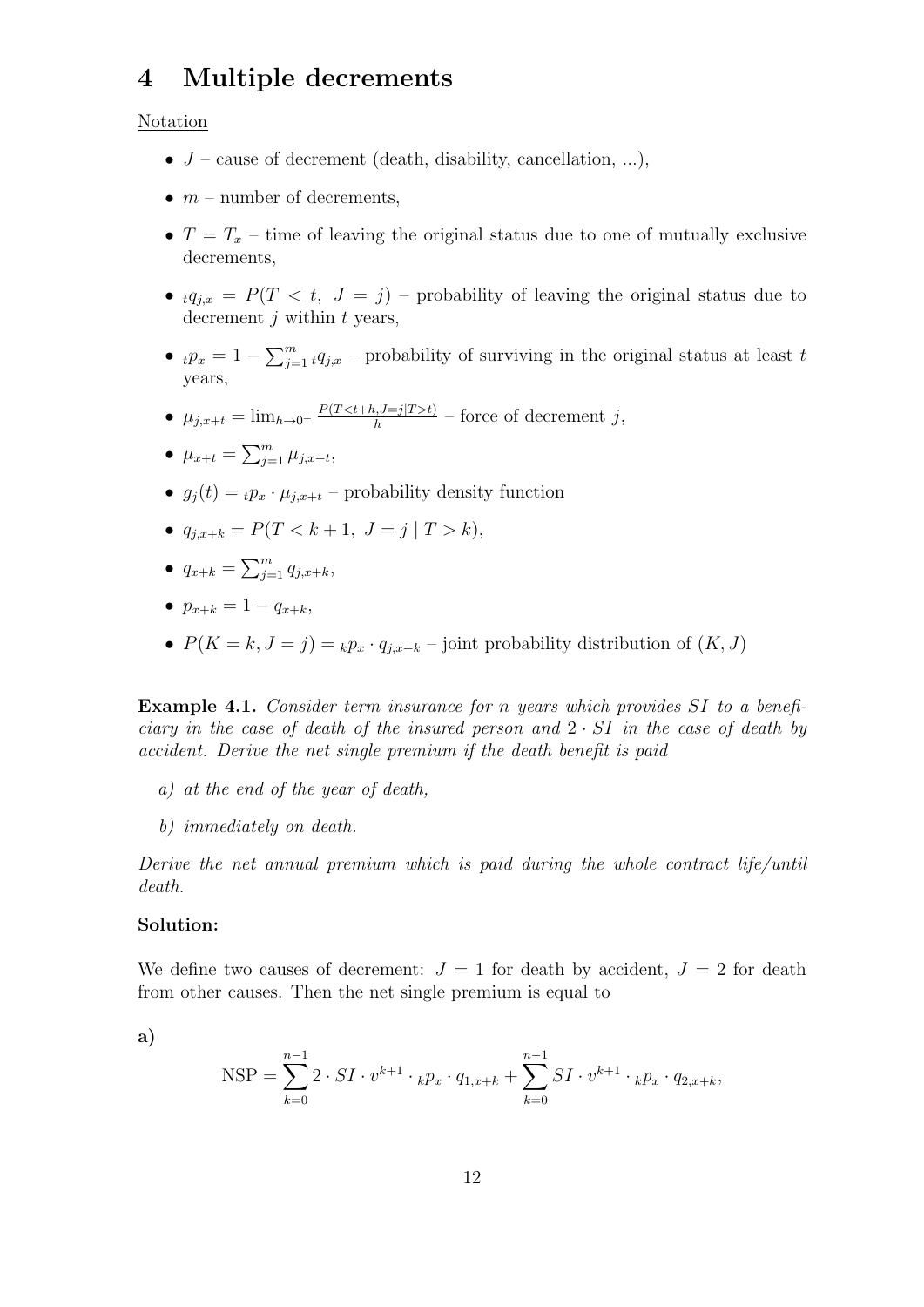# 4 Multiple decrements

Notation

- $J$ – cause of decrement (death, disability, cancellation, ...),
- $m$ – number of decrements,
- $T = T_x$ – time of leaving the original status due to one of mutually exclusive decrements,
- ${}_tq_{j,x} = P(T < t,\ J = j)$ – probability of leaving the original status due to decrement $j$ within $t$ years,
- ${}_tp_x = 1 - \sum_{j=1}^{m} {}_tq_{j,x}$ – probability of surviving in the original status at least $t$ years,
- $\mu_{j,x+t} = \lim_{h\to 0^+} \frac{P(T<t+h, J=j|T>t)}{h}$ – force of decrement $j$,
- $\mu_{x+t} = \sum_{j=1}^{m} \mu_{j,x+t}$,
- $g_j(t) = {}_tp_x \cdot \mu_{j,x+t}$ – probability density function
- $q_{j,x+k} = P(T < k+1,\ J = j \mid T > k)$,
- $q_{x+k} = \sum_{j=1}^{m} q_{j,x+k}$,
- $p_{x+k} = 1 - q_{x+k}$,
- $P(K = k, J = j) = {}_kp_x \cdot q_{j,x+k}$ – joint probability distribution of $(K, J)$

**Example 4.1.** *Consider term insurance for $n$ years which provides $SI$ to a beneficiary in the case of death of the insured person and $2 \cdot SI$ in the case of death by accident. Derive the net single premium if the death benefit is paid*

*a) at the end of the year of death,*

*b) immediately on death.*

*Derive the net annual premium which is paid during the whole contract life/until death.*

**Solution:**

We define two causes of decrement: $J = 1$ for death by accident, $J = 2$ for death from other causes. Then the net single premium is equal to

**a)**

$$\text{NSP} = \sum_{k=0}^{n-1} 2 \cdot SI \cdot v^{k+1} \cdot {}_kp_x \cdot q_{1,x+k} + \sum_{k=0}^{n-1} SI \cdot v^{k+1} \cdot {}_kp_x \cdot q_{2,x+k},$$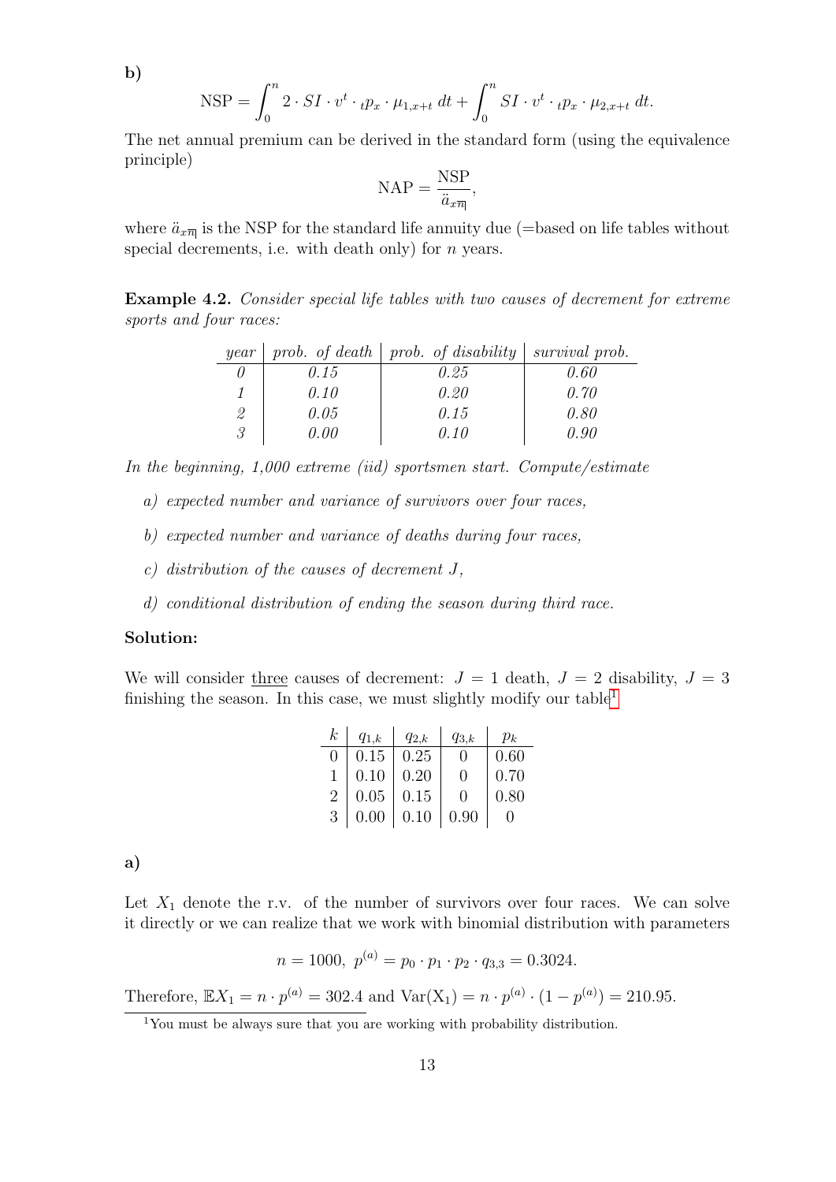**b)**

$$\text{NSP} = \int_0^n 2 \cdot SI \cdot v^t \cdot {}_tp_x \cdot \mu_{1,x+t} \, dt + \int_0^n SI \cdot v^t \cdot {}_tp_x \cdot \mu_{2,x+t} \, dt.$$

The net annual premium can be derived in the standard form (using the equivalence principle)

$$\text{NAP} = \frac{\text{NSP}}{\ddot{a}_{x\overline{n}|}},$$

where $\ddot{a}_{x\overline{n}|}$ is the NSP for the standard life annuity due (=based on life tables without special decrements, i.e. with death only) for $n$ years.

**Example 4.2.** *Consider special life tables with two causes of decrement for extreme sports and four races:*

| *year* | *prob. of death* | *prob. of disability* | *survival prob.* |
|---|---|---|---|
| *0* | *0.15* | *0.25* | *0.60* |
| *1* | *0.10* | *0.20* | *0.70* |
| *2* | *0.05* | *0.15* | *0.80* |
| *3* | *0.00* | *0.10* | *0.90* |

*In the beginning, 1,000 extreme (iid) sportsmen start. Compute/estimate*

*a) expected number and variance of survivors over four races,*

*b) expected number and variance of deaths during four races,*

*c) distribution of the causes of decrement $J$,*

*d) conditional distribution of ending the season during third race.*

**Solution:**

We will consider three causes of decrement: $J = 1$ death, $J = 2$ disability, $J = 3$ finishing the season. In this case, we must slightly modify our table[1]

| $k$ | $q_{1,k}$ | $q_{2,k}$ | $q_{3,k}$ | $p_k$ |
|---|---|---|---|---|
| 0 | 0.15 | 0.25 | 0 | 0.60 |
| 1 | 0.10 | 0.20 | 0 | 0.70 |
| 2 | 0.05 | 0.15 | 0 | 0.80 |
| 3 | 0.00 | 0.10 | 0.90 | 0 |

**a)**

Let $X_1$ denote the r.v. of the number of survivors over four races. We can solve it directly or we can realize that we work with binomial distribution with parameters

$$n = 1000, \; p^{(a)} = p_0 \cdot p_1 \cdot p_2 \cdot q_{3,3} = 0.3024.$$

Therefore, $\mathbb{E}X_1 = n \cdot p^{(a)} = 302.4$ and $\text{Var}(X_1) = n \cdot p^{(a)} \cdot (1 - p^{(a)}) = 210.95.$

[1] You must be always sure that you are working with probability distribution.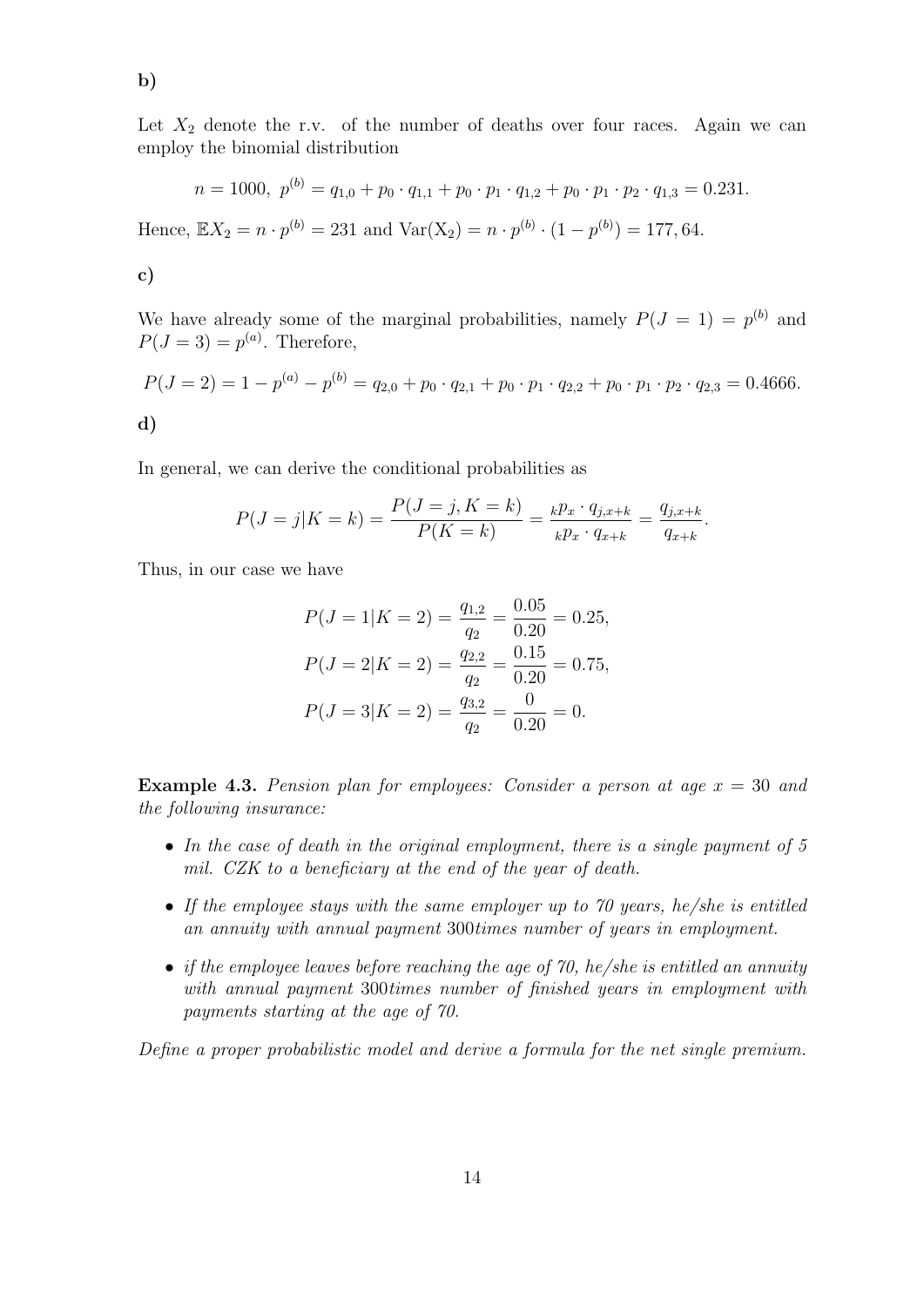**b)**

Let $X_2$ denote the r.v. of the number of deaths over four races. Again we can employ the binomial distribution

$$n = 1000,\ p^{(b)} = q_{1,0} + p_0 \cdot q_{1,1} + p_0 \cdot p_1 \cdot q_{1,2} + p_0 \cdot p_1 \cdot p_2 \cdot q_{1,3} = 0.231.$$

Hence, $\mathbb{E}X_2 = n \cdot p^{(b)} = 231$ and $\mathrm{Var(X_2)} = n \cdot p^{(b)} \cdot (1 - p^{(b)}) = 177,64$.

**c)**

We have already some of the marginal probabilities, namely $P(J = 1) = p^{(b)}$ and $P(J = 3) = p^{(a)}$. Therefore,

$$P(J = 2) = 1 - p^{(a)} - p^{(b)} = q_{2,0} + p_0 \cdot q_{2,1} + p_0 \cdot p_1 \cdot q_{2,2} + p_0 \cdot p_1 \cdot p_2 \cdot q_{2,3} = 0.4666.$$

**d)**

In general, we can derive the conditional probabilities as

$$P(J = j|K = k) = \frac{P(J = j, K = k)}{P(K = k)} = \frac{{}_kp_x \cdot q_{j,x+k}}{{}_kp_x \cdot q_{x+k}} = \frac{q_{j,x+k}}{q_{x+k}}.$$

Thus, in our case we have

$$P(J = 1|K = 2) = \frac{q_{1,2}}{q_2} = \frac{0.05}{0.20} = 0.25,$$
$$P(J = 2|K = 2) = \frac{q_{2,2}}{q_2} = \frac{0.15}{0.20} = 0.75,$$
$$P(J = 3|K = 2) = \frac{q_{3,2}}{q_2} = \frac{0}{0.20} = 0.$$

**Example 4.3.** *Pension plan for employees: Consider a person at age $x = 30$ and the following insurance:*

- *In the case of death in the original employment, there is a single payment of 5 mil. CZK to a beneficiary at the end of the year of death.*
- *If the employee stays with the same employer up to 70 years, he/she is entitled an annuity with annual payment 300times number of years in employment.*
- *if the employee leaves before reaching the age of 70, he/she is entitled an annuity with annual payment 300times number of finished years in employment with payments starting at the age of 70.*

*Define a proper probabilistic model and derive a formula for the net single premium.*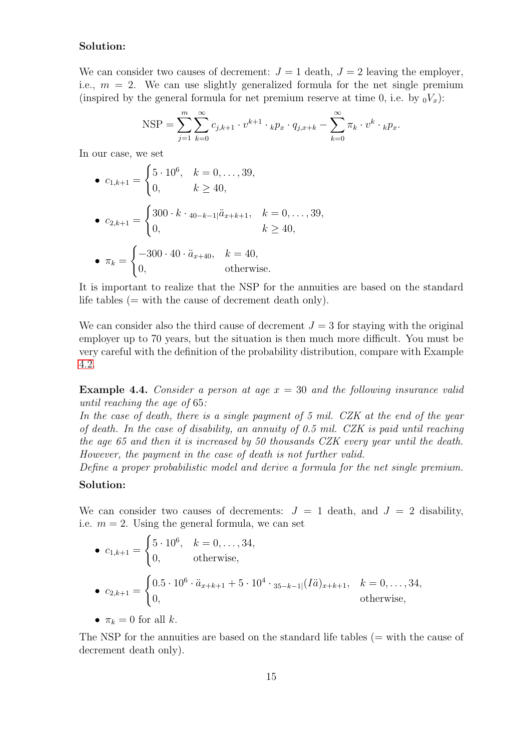**Solution:**

We can consider two causes of decrement: $J = 1$ death, $J = 2$ leaving the employer, i.e., $m = 2$. We can use slightly generalized formula for the net single premium (inspired by the general formula for net premium reserve at time 0, i.e. by ${}_0V_x$):

$$\text{NSP} = \sum_{j=1}^{m} \sum_{k=0}^{\infty} c_{j,k+1} \cdot v^{k+1} \cdot {}_kp_x \cdot q_{j,x+k} - \sum_{k=0}^{\infty} \pi_k \cdot v^k \cdot {}_kp_x.$$

In our case, we set

- $c_{1,k+1} = \begin{cases} 5 \cdot 10^6, & k = 0, \ldots, 39, \\ 0, & k \geq 40, \end{cases}$
- $c_{2,k+1} = \begin{cases} 300 \cdot k \cdot {}_{40-k-1|}\ddot{a}_{x+k+1}, & k = 0, \ldots, 39, \\ 0, & k \geq 40, \end{cases}$
- $\pi_k = \begin{cases} -300 \cdot 40 \cdot \ddot{a}_{x+40}, & k = 40, \\ 0, & \text{otherwise.} \end{cases}$

It is important to realize that the NSP for the annuities are based on the standard life tables (= with the cause of decrement death only).

We can consider also the third cause of decrement $J = 3$ for staying with the original employer up to 70 years, but the situation is then much more difficult. You must be very careful with the definition of the probability distribution, compare with Example 4.2.

**Example 4.4.** *Consider a person at age $x = 30$ and the following insurance valid until reaching the age of 65:*
*In the case of death, there is a single payment of 5 mil. CZK at the end of the year of death. In the case of disability, an annuity of 0.5 mil. CZK is paid until reaching the age 65 and then it is increased by 50 thousands CZK every year until the death. However, the payment in the case of death is not further valid.*
*Define a proper probabilistic model and derive a formula for the net single premium.*

**Solution:**

We can consider two causes of decrements: $J = 1$ death, and $J = 2$ disability, i.e. $m = 2$. Using the general formula, we can set

- $c_{1,k+1} = \begin{cases} 5 \cdot 10^6, & k = 0, \ldots, 34, \\ 0, & \text{otherwise,} \end{cases}$
- $c_{2,k+1} = \begin{cases} 0.5 \cdot 10^6 \cdot \ddot{a}_{x+k+1} + 5 \cdot 10^4 \cdot {}_{35-k-1|}(I\ddot{a})_{x+k+1}, & k = 0, \ldots, 34, \\ 0, & \text{otherwise,} \end{cases}$
- $\pi_k = 0$ for all $k$.

The NSP for the annuities are based on the standard life tables (= with the cause of decrement death only).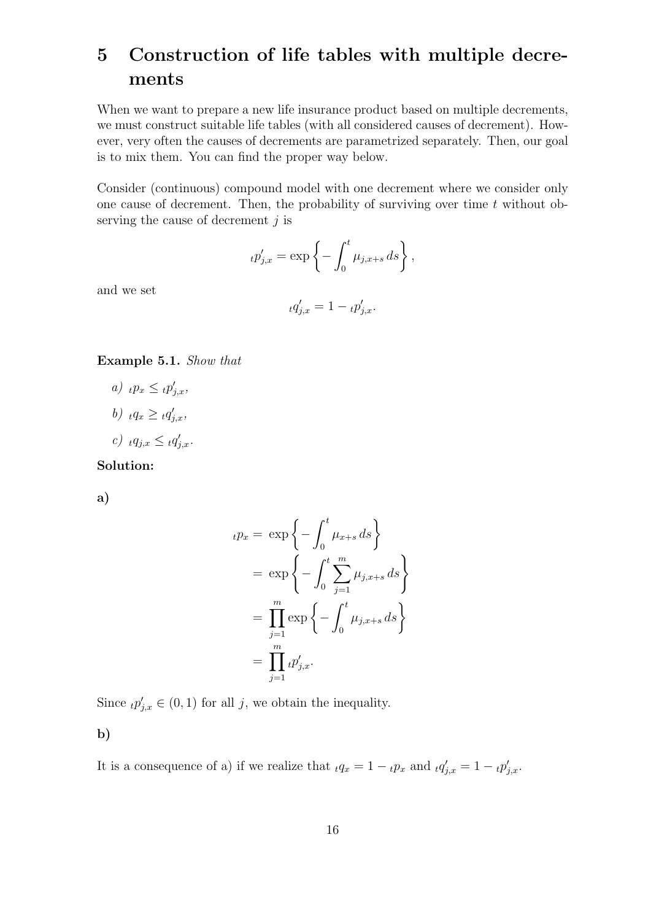# 5 Construction of life tables with multiple decrements

When we want to prepare a new life insurance product based on multiple decrements, we must construct suitable life tables (with all considered causes of decrement). However, very often the causes of decrements are parametrized separately. Then, our goal is to mix them. You can find the proper way below.

Consider (continuous) compound model with one decrement where we consider only one cause of decrement. Then, the probability of surviving over time $t$ without observing the cause of decrement $j$ is

$$
{}_tp'_{j,x} = \exp\left\{ -\int_0^t \mu_{j,x+s}\, ds \right\},
$$

and we set

$$
{}_tq'_{j,x} = 1 - {}_tp'_{j,x}.
$$

**Example 5.1.** *Show that*

*a)* ${}_tp_x \le {}_tp'_{j,x}$,

*b)* ${}_tq_x \ge {}_tq'_{j,x}$,

*c)* ${}_tq_{j,x} \le {}_tq'_{j,x}$.

**Solution:**

**a)**

$$
\begin{aligned}
{}_tp_x &= \exp\left\{ -\int_0^t \mu_{x+s}\, ds \right\} \\
&= \exp\left\{ -\int_0^t \sum_{j=1}^m \mu_{j,x+s}\, ds \right\} \\
&= \prod_{j=1}^m \exp\left\{ -\int_0^t \mu_{j,x+s}\, ds \right\} \\
&= \prod_{j=1}^m {}_tp'_{j,x}.
\end{aligned}
$$

Since ${}_tp'_{j,x} \in (0,1)$ for all $j$, we obtain the inequality.

**b)**

It is a consequence of a) if we realize that ${}_tq_x = 1 - {}_tp_x$ and ${}_tq'_{j,x} = 1 - {}_tp'_{j,x}$.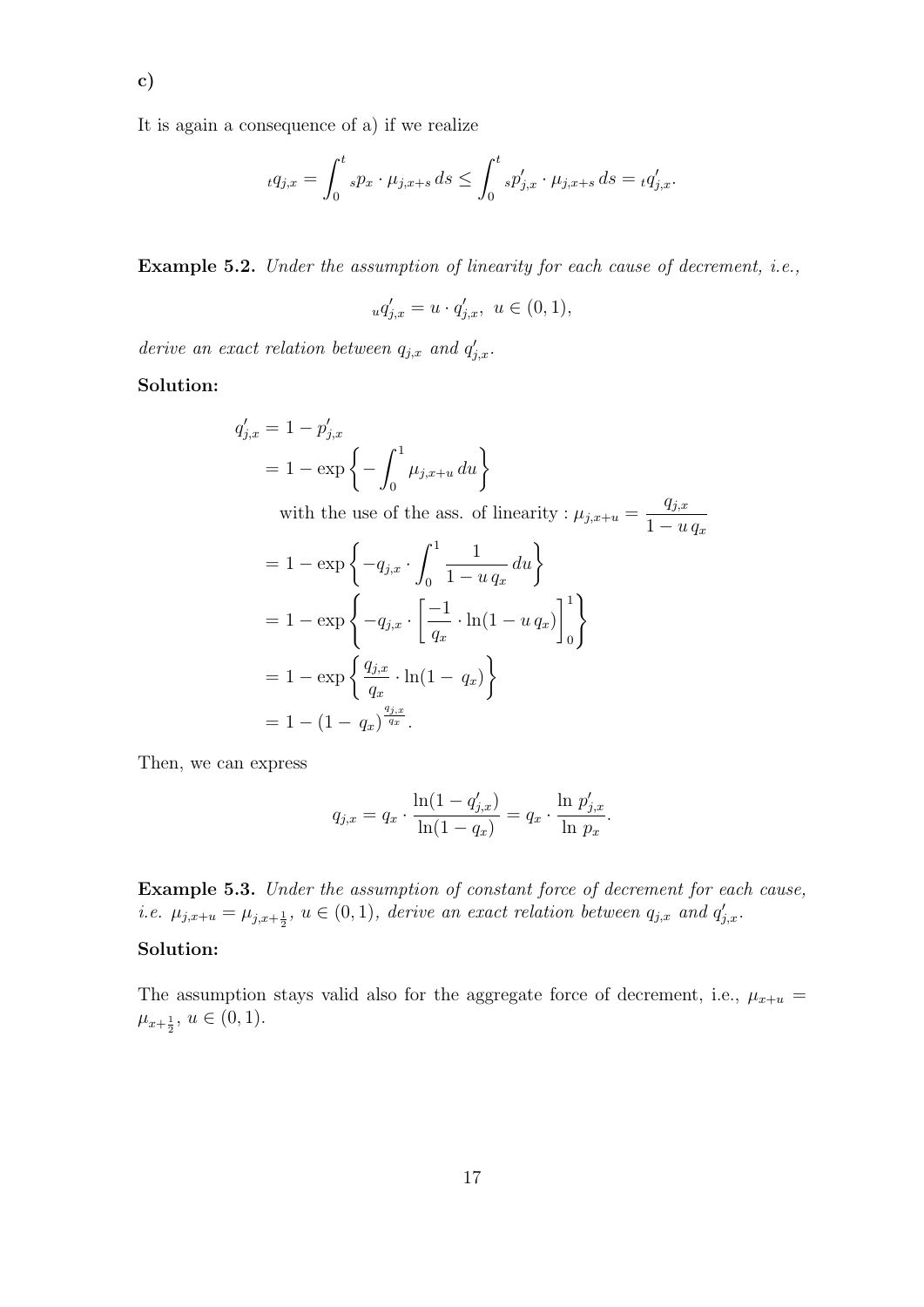**c)**

It is again a consequence of a) if we realize

$$ {}_tq_{j,x} = \int_0^t {}_sp_x \cdot \mu_{j,x+s}\, ds \leq \int_0^t {}_sp'_{j,x} \cdot \mu_{j,x+s}\, ds = {}_tq'_{j,x}. $$

**Example 5.2.** *Under the assumption of linearity for each cause of decrement, i.e.,*

$$ {}_uq'_{j,x} = u \cdot q'_{j,x}, \;\; u \in (0,1), $$

*derive an exact relation between $q_{j,x}$ and $q'_{j,x}$.*

**Solution:**

$$
\begin{aligned}
q'_{j,x} &= 1 - p'_{j,x} \\
&= 1 - \exp\left\{ - \int_0^1 \mu_{j,x+u}\, du \right\} \\
&\quad \text{with the use of the ass. of linearity} : \mu_{j,x+u} = \frac{q_{j,x}}{1 - u\, q_x} \\
&= 1 - \exp\left\{ -q_{j,x} \cdot \int_0^1 \frac{1}{1 - u\, q_x}\, du \right\} \\
&= 1 - \exp\left\{ -q_{j,x} \cdot \left[ \frac{-1}{q_x} \cdot \ln(1 - u\, q_x) \right]_0^1 \right\} \\
&= 1 - \exp\left\{ \frac{q_{j,x}}{q_x} \cdot \ln(1 - \; q_x) \right\} \\
&= 1 - (1 - \; q_x)^{\frac{q_{j,x}}{q_x}}.
\end{aligned}
$$

Then, we can express

$$ q_{j,x} = q_x \cdot \frac{\ln(1 - q'_{j,x})}{\ln(1 - q_x)} = q_x \cdot \frac{\ln\, p'_{j,x}}{\ln\, p_x}. $$

**Example 5.3.** *Under the assumption of constant force of decrement for each cause, i.e. $\mu_{j,x+u} = \mu_{j,x+\frac{1}{2}}$, $u \in (0,1)$, derive an exact relation between $q_{j,x}$ and $q'_{j,x}$.*

**Solution:**

The assumption stays valid also for the aggregate force of decrement, i.e., $\mu_{x+u} = \mu_{x+\frac{1}{2}}$, $u \in (0,1)$.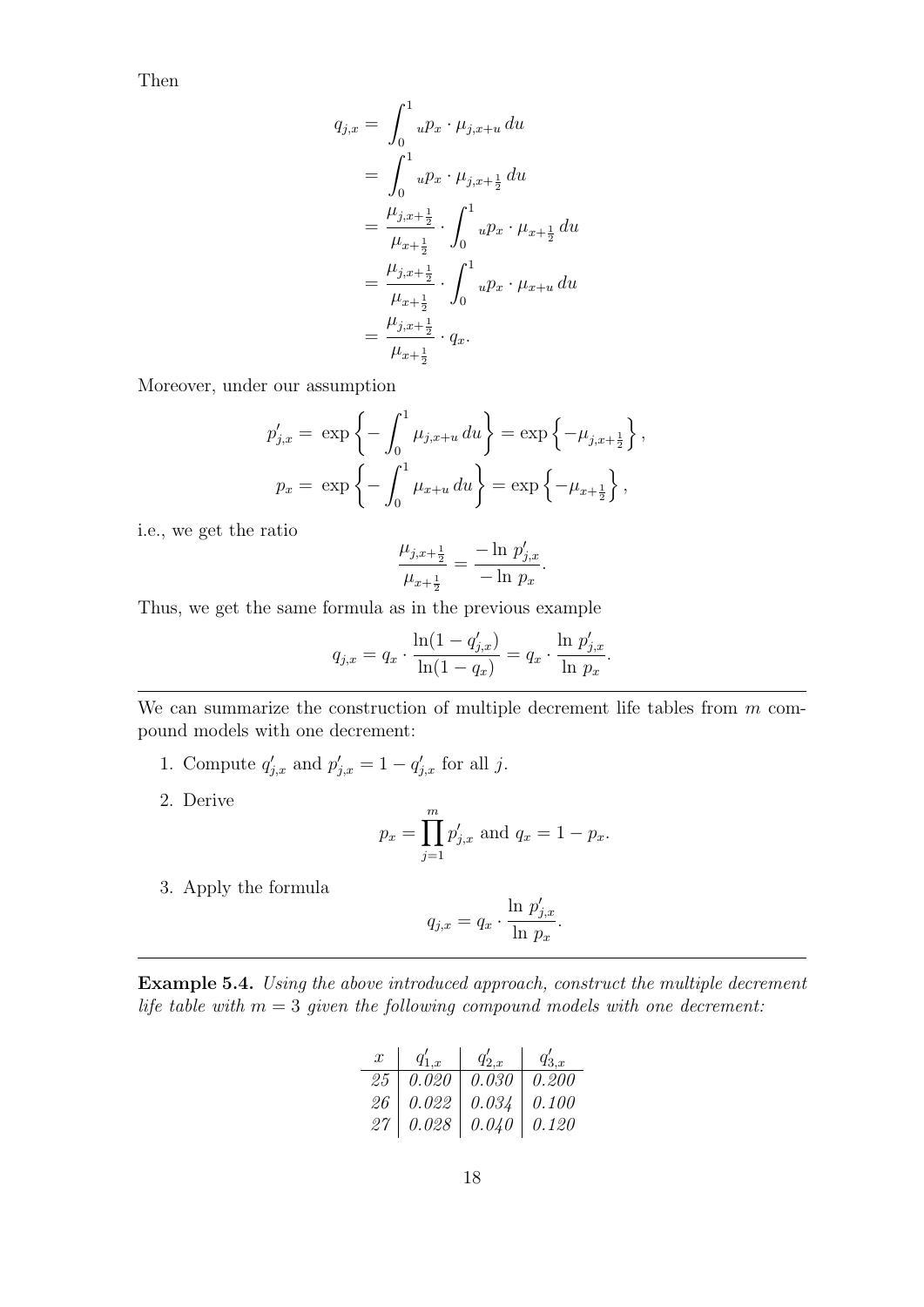Then

$$
\begin{aligned}
q_{j,x} &= \int_0^1 {}_u p_x \cdot \mu_{j,x+u} \, du \\
&= \int_0^1 {}_u p_x \cdot \mu_{j,x+\frac{1}{2}} \, du \\
&= \frac{\mu_{j,x+\frac{1}{2}}}{\mu_{x+\frac{1}{2}}} \cdot \int_0^1 {}_u p_x \cdot \mu_{x+\frac{1}{2}} \, du \\
&= \frac{\mu_{j,x+\frac{1}{2}}}{\mu_{x+\frac{1}{2}}} \cdot \int_0^1 {}_u p_x \cdot \mu_{x+u} \, du \\
&= \frac{\mu_{j,x+\frac{1}{2}}}{\mu_{x+\frac{1}{2}}} \cdot q_x.
\end{aligned}
$$

Moreover, under our assumption

$$
\begin{aligned}
p'_{j,x} &= \exp\left\{ -\int_0^1 \mu_{j,x+u} \, du \right\} = \exp\left\{ -\mu_{j,x+\frac{1}{2}} \right\}, \\
p_x &= \exp\left\{ -\int_0^1 \mu_{x+u} \, du \right\} = \exp\left\{ -\mu_{x+\frac{1}{2}} \right\},
\end{aligned}
$$

i.e., we get the ratio

$$
\frac{\mu_{j,x+\frac{1}{2}}}{\mu_{x+\frac{1}{2}}} = \frac{-\ln p'_{j,x}}{-\ln p_x}.
$$

Thus, we get the same formula as in the previous example

$$
q_{j,x} = q_x \cdot \frac{\ln(1 - q'_{j,x})}{\ln(1 - q_x)} = q_x \cdot \frac{\ln p'_{j,x}}{\ln p_x}.
$$

---

We can summarize the construction of multiple decrement life tables from $m$ compound models with one decrement:

1. Compute $q'_{j,x}$ and $p'_{j,x} = 1 - q'_{j,x}$ for all $j$.
2. Derive
$$
p_x = \prod_{j=1}^{m} p'_{j,x} \text{ and } q_x = 1 - p_x.
$$
3. Apply the formula
$$
q_{j,x} = q_x \cdot \frac{\ln p'_{j,x}}{\ln p_x}.
$$

---

**Example 5.4.** *Using the above introduced approach, construct the multiple decrement life table with $m = 3$ given the following compound models with one decrement:*

| $x$ | $q'_{1,x}$ | $q'_{2,x}$ | $q'_{3,x}$ |
|---|---|---|---|
| 25 | 0.020 | 0.030 | 0.200 |
| 26 | 0.022 | 0.034 | 0.100 |
| 27 | 0.028 | 0.040 | 0.120 |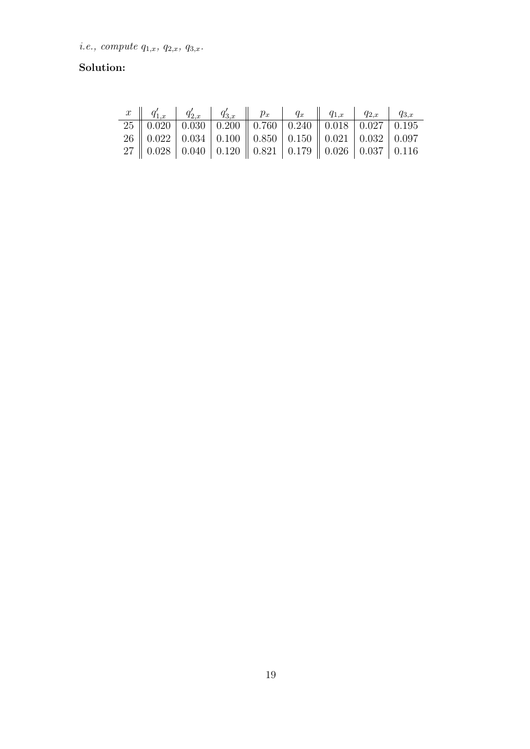*i.e., compute* $q_{1,x}$, $q_{2,x}$, $q_{3,x}$.

**Solution:**

| $x$ | $q'_{1,x}$ | $q'_{2,x}$ | $q'_{3,x}$ | $p_x$ | $q_x$ | $q_{1,x}$ | $q_{2,x}$ | $q_{3,x}$ |
|---|---|---|---|---|---|---|---|---|
| 25 | 0.020 | 0.030 | 0.200 | 0.760 | 0.240 | 0.018 | 0.027 | 0.195 |
| 26 | 0.022 | 0.034 | 0.100 | 0.850 | 0.150 | 0.021 | 0.032 | 0.097 |
| 27 | 0.028 | 0.040 | 0.120 | 0.821 | 0.179 | 0.026 | 0.037 | 0.116 |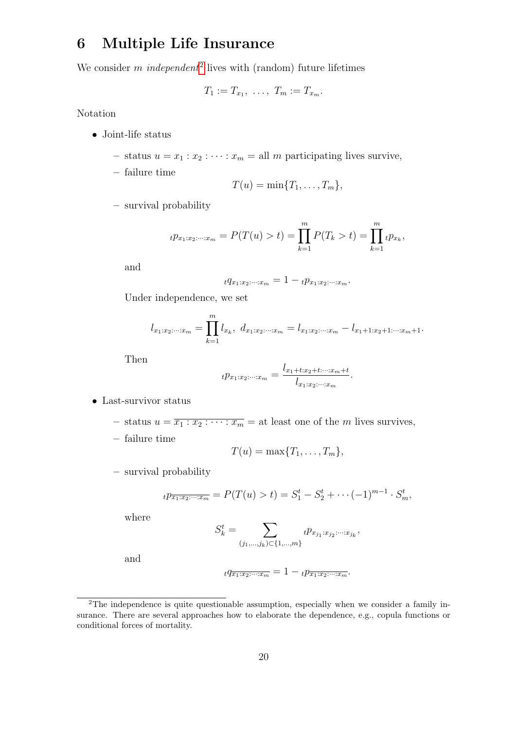# 6 Multiple Life Insurance

We consider $m$ *independent*[2] lives with (random) future lifetimes

$$T_1 := T_{x_1},\ \ldots,\ T_m := T_{x_m}.$$

Notation

- Joint-life status
  - status $u = x_1 : x_2 : \cdots : x_m$ = all $m$ participating lives survive,
  - failure time
  $$T(u) = \min\{T_1, \ldots, T_m\},$$
  - survival probability
  $$_tp_{x_1:x_2:\cdots:x_m} = P(T(u) > t) = \prod_{k=1}^{m} P(T_k > t) = \prod_{k=1}^{m} {_tp_{x_k}},$$
  and
  $$_tq_{x_1:x_2:\cdots:x_m} = 1 - {_tp_{x_1:x_2:\cdots:x_m}}.$$
  Under independence, we set
  $$l_{x_1:x_2:\cdots:x_m} = \prod_{k=1}^{m} l_{x_k},\ \ d_{x_1:x_2:\cdots:x_m} = l_{x_1:x_2:\cdots:x_m} - l_{x_1+1:x_2+1:\cdots:x_m+1}.$$
  Then
  $$_tp_{x_1:x_2:\cdots:x_m} = \frac{l_{x_1+t:x_2+t:\cdots:x_m+t}}{l_{x_1:x_2:\cdots:x_m}}.$$

- Last-survivor status
  - status $u = \overline{x_1 : x_2 : \cdots : x_m}$ = at least one of the $m$ lives survives,
  - failure time
  $$T(u) = \max\{T_1, \ldots, T_m\},$$
  - survival probability
  $$_tp_{\overline{x_1:x_2:\cdots:x_m}} = P(T(u) > t) = S_1^t - S_2^t + \cdots (-1)^{m-1} \cdot S_m^t,$$
  where
  $$S_k^t = \sum_{(j_1,\ldots,j_k)\subset\{1,\ldots,m\}} {_tp_{x_{j_1}:x_{j_2}:\cdots:x_{j_k}}},$$
  and
  $$_tq_{\overline{x_1:x_2:\cdots:x_m}} = 1 - {_tp_{\overline{x_1:x_2:\cdots:x_m}}}.$$

[2] The independence is quite questionable assumption, especially when we consider a family insurance. There are several approaches how to elaborate the dependence, e.g., copula functions or conditional forces of mortality.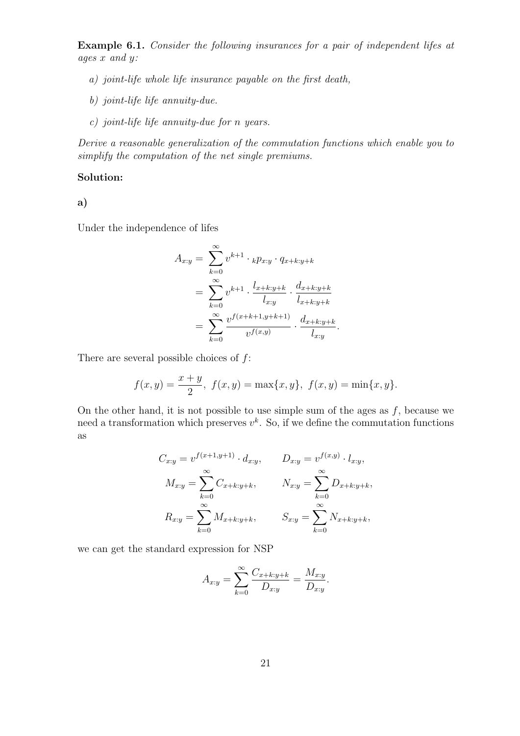**Example 6.1.** *Consider the following insurances for a pair of independent lifes at ages $x$ and $y$:*

*a) joint-life whole life insurance payable on the first death,*

*b) joint-life life annuity-due.*

*c) joint-life life annuity-due for $n$ years.*

*Derive a reasonable generalization of the commutation functions which enable you to simplify the computation of the net single premiums.*

**Solution:**

**a)**

Under the independence of lifes

$$
\begin{aligned}
A_{x:y} &= \sum_{k=0}^{\infty} v^{k+1} \cdot {}_k p_{x:y} \cdot q_{x+k:y+k} \\
&= \sum_{k=0}^{\infty} v^{k+1} \cdot \frac{l_{x+k:y+k}}{l_{x:y}} \cdot \frac{d_{x+k:y+k}}{l_{x+k:y+k}} \\
&= \sum_{k=0}^{\infty} \frac{v^{f(x+k+1,y+k+1)}}{v^{f(x,y)}} \cdot \frac{d_{x+k:y+k}}{l_{x:y}}.
\end{aligned}
$$

There are several possible choices of $f$:

$$
f(x,y) = \frac{x+y}{2}, \ f(x,y) = \max\{x,y\}, \ f(x,y) = \min\{x,y\}.
$$

On the other hand, it is not possible to use simple sum of the ages as $f$, because we need a transformation which preserves $v^k$. So, if we define the commutation functions as

$$
\begin{aligned}
C_{x:y} &= v^{f(x+1,y+1)} \cdot d_{x:y}, & D_{x:y} &= v^{f(x,y)} \cdot l_{x:y}, \\
M_{x:y} &= \sum_{k=0}^{\infty} C_{x+k:y+k}, & N_{x:y} &= \sum_{k=0}^{\infty} D_{x+k:y+k}, \\
R_{x:y} &= \sum_{k=0}^{\infty} M_{x+k:y+k}, & S_{x:y} &= \sum_{k=0}^{\infty} N_{x+k:y+k},
\end{aligned}
$$

we can get the standard expression for NSP

$$
A_{x:y} = \sum_{k=0}^{\infty} \frac{C_{x+k:y+k}}{D_{x:y}} = \frac{M_{x:y}}{D_{x:y}}.
$$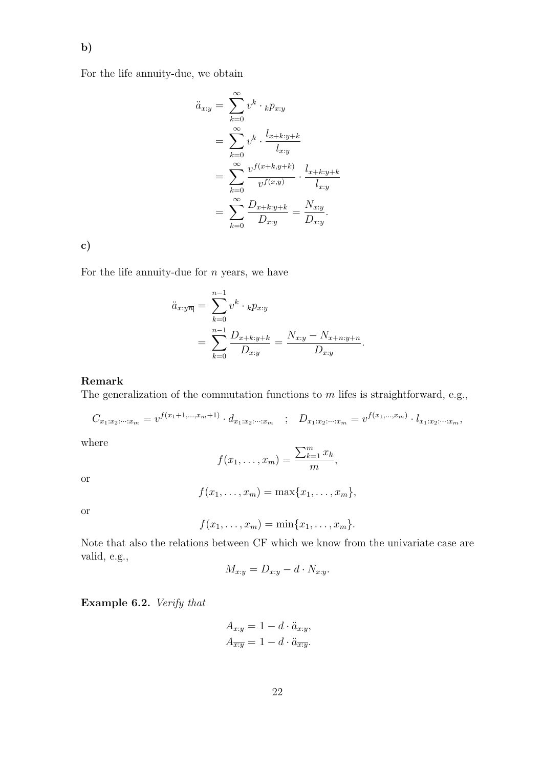**b)**

For the life annuity-due, we obtain

$$
\begin{aligned}
\ddot{a}_{x:y} &= \sum_{k=0}^{\infty} v^k \cdot {}_kp_{x:y} \\
&= \sum_{k=0}^{\infty} v^k \cdot \frac{l_{x+k:y+k}}{l_{x:y}} \\
&= \sum_{k=0}^{\infty} \frac{v^{f(x+k,y+k)}}{v^{f(x,y)}} \cdot \frac{l_{x+k:y+k}}{l_{x:y}} \\
&= \sum_{k=0}^{\infty} \frac{D_{x+k:y+k}}{D_{x:y}} = \frac{N_{x:y}}{D_{x:y}}.
\end{aligned}
$$

**c)**

For the life annuity-due for $n$ years, we have

$$
\begin{aligned}
\ddot{a}_{x:y\overline{n}|} &= \sum_{k=0}^{n-1} v^k \cdot {}_kp_{x:y} \\
&= \sum_{k=0}^{n-1} \frac{D_{x+k:y+k}}{D_{x:y}} = \frac{N_{x:y} - N_{x+n:y+n}}{D_{x:y}}.
\end{aligned}
$$

**Remark**
The generalization of the commutation functions to $m$ lifes is straightforward, e.g.,

$$
C_{x_1:x_2:\dots:x_m} = v^{f(x_1+1,\dots,x_m+1)} \cdot d_{x_1:x_2:\dots:x_m} \quad ; \quad D_{x_1:x_2:\dots:x_m} = v^{f(x_1,\dots,x_m)} \cdot l_{x_1:x_2:\dots:x_m},
$$

where

$$
f(x_1,\dots,x_m) = \frac{\sum_{k=1}^m x_k}{m},
$$

or

$$
f(x_1,\dots,x_m) = \max\{x_1,\dots,x_m\},
$$

or

$$
f(x_1,\dots,x_m) = \min\{x_1,\dots,x_m\}.
$$

Note that also the relations between CF which we know from the univariate case are valid, e.g.,

$$
M_{x:y} = D_{x:y} - d \cdot N_{x:y}.
$$

**Example 6.2.** *Verify that*

$$
\begin{aligned}
A_{x:y} &= 1 - d \cdot \ddot{a}_{x:y}, \\
A_{\overline{x:y}} &= 1 - d \cdot \ddot{a}_{\overline{x:y}}.
\end{aligned}
$$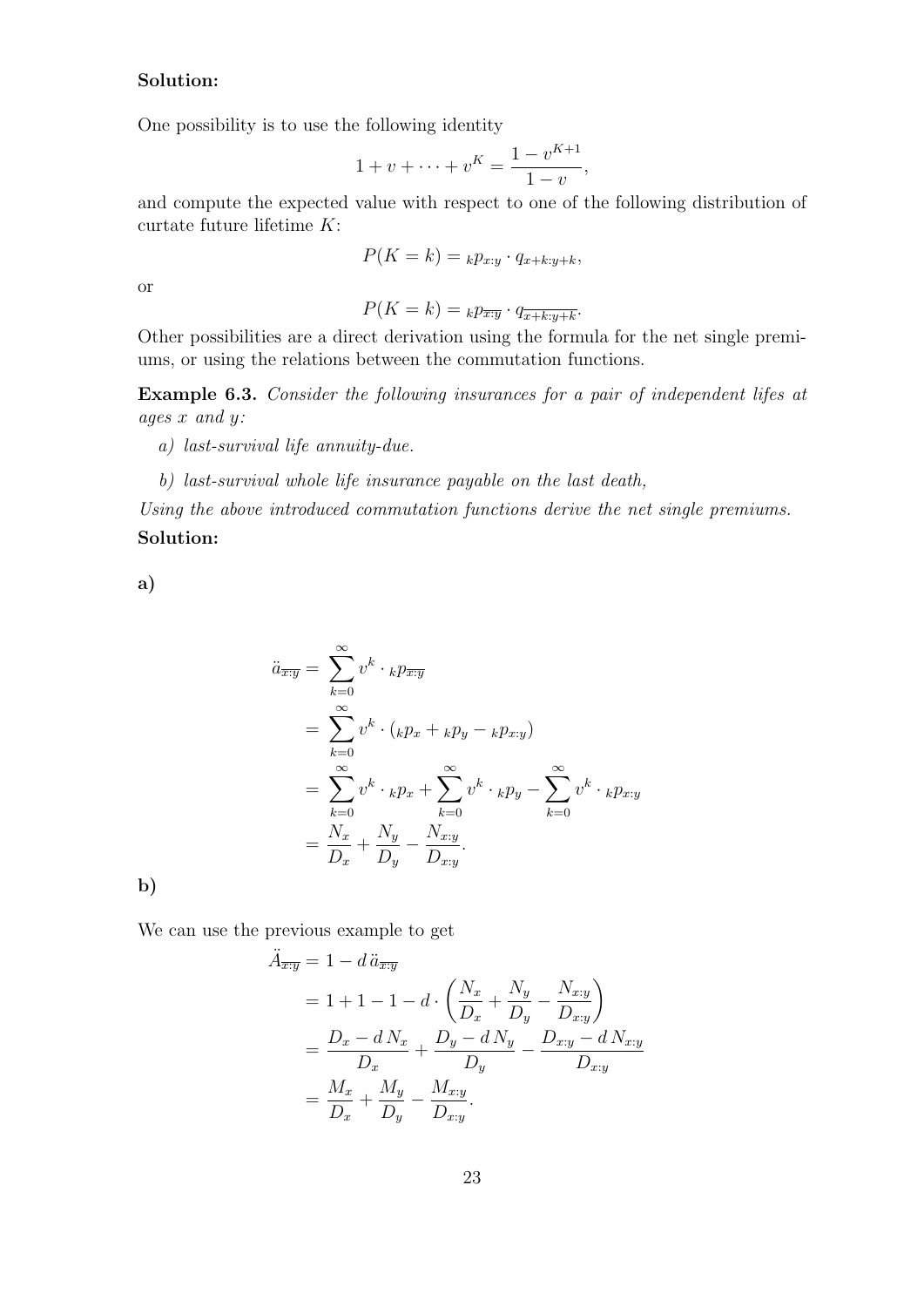**Solution:**

One possibility is to use the following identity

$$1 + v + \cdots + v^K = \frac{1 - v^{K+1}}{1 - v},$$

and compute the expected value with respect to one of the following distribution of curtate future lifetime $K$:

$$P(K = k) = {}_kp_{x:y} \cdot q_{x+k:y+k},$$

or

$$P(K = k) = {}_kp_{\overline{x:y}} \cdot q_{\overline{x+k:y+k}}.$$

Other possibilities are a direct derivation using the formula for the net single premiums, or using the relations between the commutation functions.

**Example 6.3.** *Consider the following insurances for a pair of independent lifes at ages $x$ and $y$:*

*a) last-survival life annuity-due.*

*b) last-survival whole life insurance payable on the last death,*

*Using the above introduced commutation functions derive the net single premiums.*

**Solution:**

**a)**

$$\begin{aligned}
\ddot{a}_{\overline{x:y}} &= \sum_{k=0}^{\infty} v^k \cdot {}_kp_{\overline{x:y}} \\
&= \sum_{k=0}^{\infty} v^k \cdot ({}_kp_x + {}_kp_y - {}_kp_{x:y}) \\
&= \sum_{k=0}^{\infty} v^k \cdot {}_kp_x + \sum_{k=0}^{\infty} v^k \cdot {}_kp_y - \sum_{k=0}^{\infty} v^k \cdot {}_kp_{x:y} \\
&= \frac{N_x}{D_x} + \frac{N_y}{D_y} - \frac{N_{x:y}}{D_{x:y}}.
\end{aligned}$$

**b)**

We can use the previous example to get

$$\begin{aligned}
\ddot{A}_{\overline{x:y}} &= 1 - d\, \ddot{a}_{\overline{x:y}} \\
&= 1 + 1 - 1 - d \cdot \left( \frac{N_x}{D_x} + \frac{N_y}{D_y} - \frac{N_{x:y}}{D_{x:y}} \right) \\
&= \frac{D_x - d\, N_x}{D_x} + \frac{D_y - d\, N_y}{D_y} - \frac{D_{x:y} - d\, N_{x:y}}{D_{x:y}} \\
&= \frac{M_x}{D_x} + \frac{M_y}{D_y} - \frac{M_{x:y}}{D_{x:y}}.
\end{aligned}$$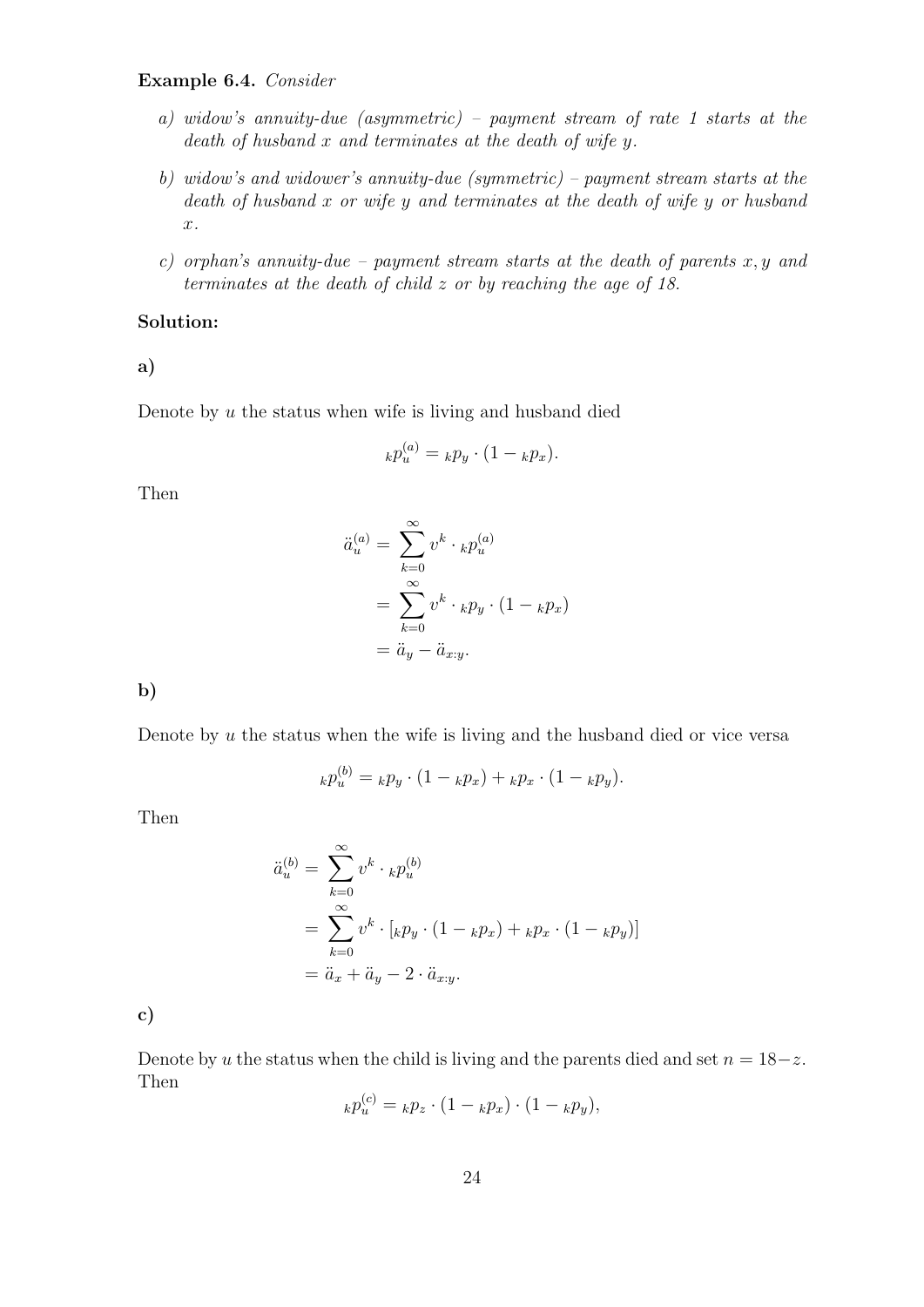**Example 6.4.** *Consider*

*a) widow's annuity-due (asymmetric) – payment stream of rate 1 starts at the death of husband x and terminates at the death of wife y.*

*b) widow's and widower's annuity-due (symmetric) – payment stream starts at the death of husband x or wife y and terminates at the death of wife y or husband x.*

*c) orphan's annuity-due – payment stream starts at the death of parents x, y and terminates at the death of child z or by reaching the age of 18.*

**Solution:**

**a)**

Denote by $u$ the status when wife is living and husband died

$$ {}_kp_u^{(a)} = {}_kp_y \cdot (1 - {}_kp_x). $$

Then

$$
\begin{aligned}
\ddot{a}_u^{(a)} &= \sum_{k=0}^{\infty} v^k \cdot {}_kp_u^{(a)} \\
&= \sum_{k=0}^{\infty} v^k \cdot {}_kp_y \cdot (1 - {}_kp_x) \\
&= \ddot{a}_y - \ddot{a}_{x:y}.
\end{aligned}
$$

**b)**

Denote by $u$ the status when the wife is living and the husband died or vice versa

$$ {}_kp_u^{(b)} = {}_kp_y \cdot (1 - {}_kp_x) + {}_kp_x \cdot (1 - {}_kp_y). $$

Then

$$
\begin{aligned}
\ddot{a}_u^{(b)} &= \sum_{k=0}^{\infty} v^k \cdot {}_kp_u^{(b)} \\
&= \sum_{k=0}^{\infty} v^k \cdot [{}_kp_y \cdot (1 - {}_kp_x) + {}_kp_x \cdot (1 - {}_kp_y)] \\
&= \ddot{a}_x + \ddot{a}_y - 2 \cdot \ddot{a}_{x:y}.
\end{aligned}
$$

**c)**

Denote by $u$ the status when the child is living and the parents died and set $n = 18 - z$. Then

$$ {}_kp_u^{(c)} = {}_kp_z \cdot (1 - {}_kp_x) \cdot (1 - {}_kp_y), $$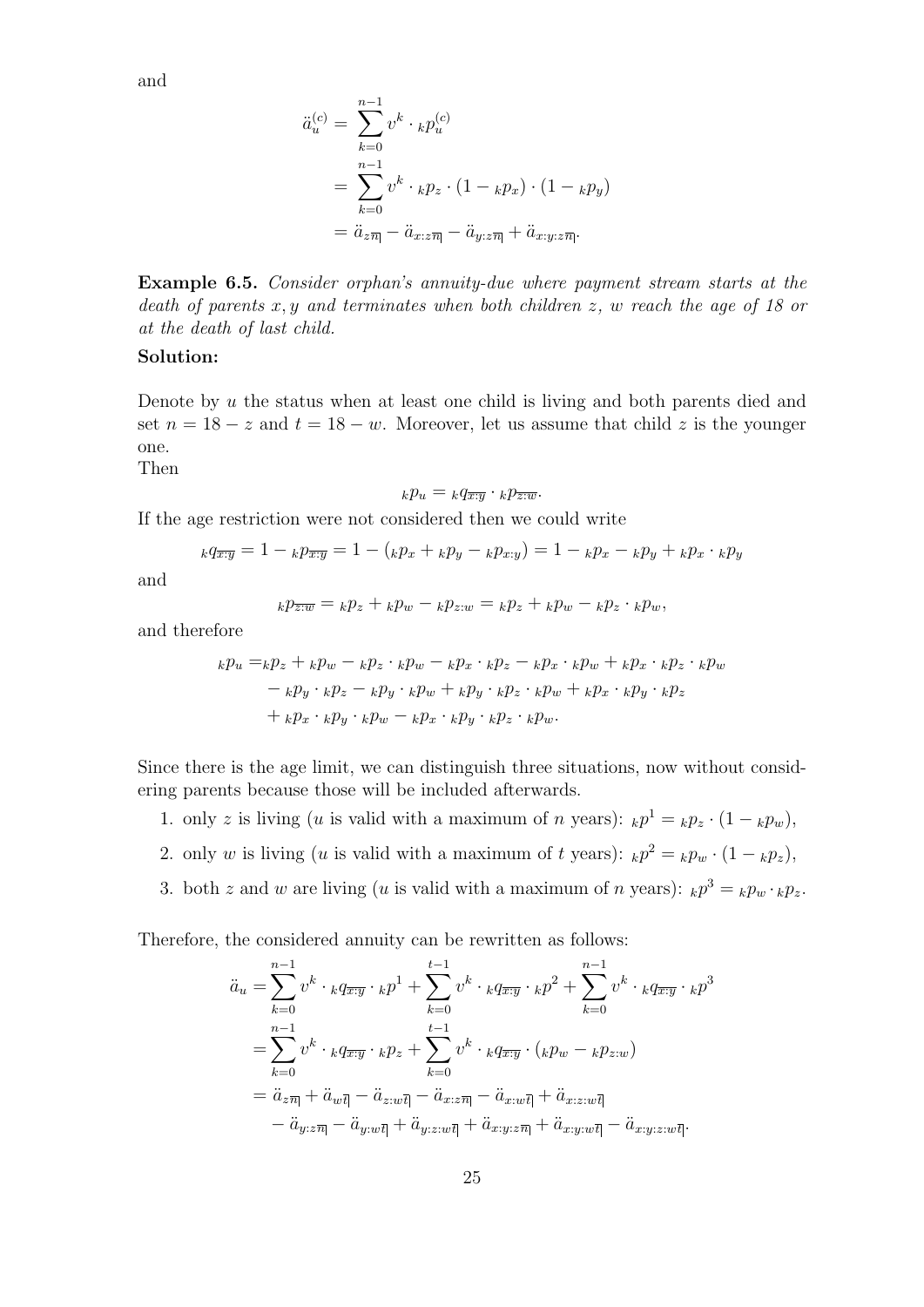and

$$
\begin{aligned}
\ddot{a}_u^{(c)} &= \sum_{k=0}^{n-1} v^k \cdot {}_k p_u^{(c)} \\
&= \sum_{k=0}^{n-1} v^k \cdot {}_k p_z \cdot (1 - {}_k p_x) \cdot (1 - {}_k p_y) \\
&= \ddot{a}_{z\overline{n}|} - \ddot{a}_{x:z\overline{n}|} - \ddot{a}_{y:z\overline{n}|} + \ddot{a}_{x:y:z\overline{n}|}.
\end{aligned}
$$

**Example 6.5.** *Consider orphan's annuity-due where payment stream starts at the death of parents $x, y$ and terminates when both children $z$, $w$ reach the age of 18 or at the death of last child.*

**Solution:**

Denote by $u$ the status when at least one child is living and both parents died and set $n = 18 - z$ and $t = 18 - w$. Moreover, let us assume that child $z$ is the younger one.

Then

$$
{}_k p_u = {}_k q_{\overline{x:y}} \cdot {}_k p_{\overline{z:w}}.
$$

If the age restriction were not considered then we could write

$$
{}_k q_{\overline{x:y}} = 1 - {}_k p_{\overline{x:y}} = 1 - ({}_k p_x + {}_k p_y - {}_k p_{x:y}) = 1 - {}_k p_x - {}_k p_y + {}_k p_x \cdot {}_k p_y
$$

and

$$
{}_k p_{\overline{z:w}} = {}_k p_z + {}_k p_w - {}_k p_{z:w} = {}_k p_z + {}_k p_w - {}_k p_z \cdot {}_k p_w,
$$

and therefore

$$
\begin{aligned}
{}_k p_u =& {}_k p_z + {}_k p_w - {}_k p_z \cdot {}_k p_w - {}_k p_x \cdot {}_k p_z - {}_k p_x \cdot {}_k p_w + {}_k p_x \cdot {}_k p_z \cdot {}_k p_w \\
&- {}_k p_y \cdot {}_k p_z - {}_k p_y \cdot {}_k p_w + {}_k p_y \cdot {}_k p_z \cdot {}_k p_w + {}_k p_x \cdot {}_k p_y \cdot {}_k p_z \\
&+ {}_k p_x \cdot {}_k p_y \cdot {}_k p_w - {}_k p_x \cdot {}_k p_y \cdot {}_k p_z \cdot {}_k p_w.
\end{aligned}
$$

Since there is the age limit, we can distinguish three situations, now without considering parents because those will be included afterwards.

1. only $z$ is living ($u$ is valid with a maximum of $n$ years): ${}_k p^1 = {}_k p_z \cdot (1 - {}_k p_w)$,
2. only $w$ is living ($u$ is valid with a maximum of $t$ years): ${}_k p^2 = {}_k p_w \cdot (1 - {}_k p_z)$,
3. both $z$ and $w$ are living ($u$ is valid with a maximum of $n$ years): ${}_k p^3 = {}_k p_w \cdot {}_k p_z$.

Therefore, the considered annuity can be rewritten as follows:

$$
\begin{aligned}
\ddot{a}_u =& \sum_{k=0}^{n-1} v^k \cdot {}_k q_{\overline{x:y}} \cdot {}_k p^1 + \sum_{k=0}^{t-1} v^k \cdot {}_k q_{\overline{x:y}} \cdot {}_k p^2 + \sum_{k=0}^{n-1} v^k \cdot {}_k q_{\overline{x:y}} \cdot {}_k p^3 \\
=& \sum_{k=0}^{n-1} v^k \cdot {}_k q_{\overline{x:y}} \cdot {}_k p_z + \sum_{k=0}^{t-1} v^k \cdot {}_k q_{\overline{x:y}} \cdot ({}_k p_w - {}_k p_{z:w}) \\
=& \ddot{a}_{z\overline{n}|} + \ddot{a}_{w\overline{t}|} - \ddot{a}_{z:w\overline{t}|} - \ddot{a}_{x:z\overline{n}|} - \ddot{a}_{x:w\overline{t}|} + \ddot{a}_{x:z:w\overline{t}|} \\
&- \ddot{a}_{y:z\overline{n}|} - \ddot{a}_{y:w\overline{t}|} + \ddot{a}_{y:z:w\overline{t}|} + \ddot{a}_{x:y:z\overline{n}|} + \ddot{a}_{x:y:w\overline{t}|} - \ddot{a}_{x:y:z:w\overline{t}|}.
\end{aligned}
$$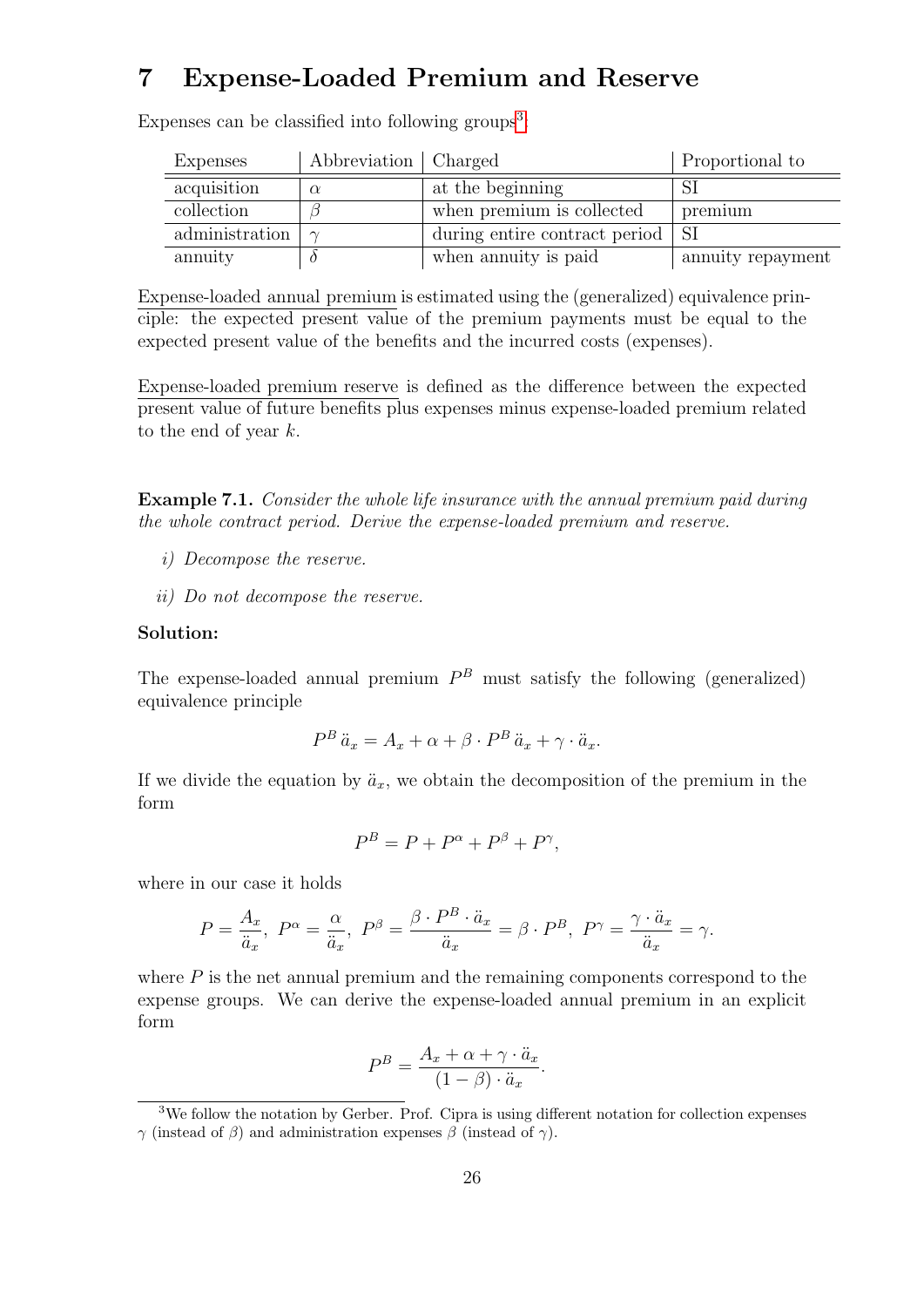# 7 Expense-Loaded Premium and Reserve

Expenses can be classified into following groups[3]:

| Expenses | Abbreviation | Charged | Proportional to |
|---|---|---|---|
| acquisition | $\alpha$ | at the beginning | SI |
| collection | $\beta$ | when premium is collected | premium |
| administration | $\gamma$ | during entire contract period | SI |
| annuity | $\delta$ | when annuity is paid | annuity repayment |

Expense-loaded annual premium is estimated using the (generalized) equivalence principle: the expected present value of the premium payments must be equal to the expected present value of the benefits and the incurred costs (expenses).

Expense-loaded premium reserve is defined as the difference between the expected present value of future benefits plus expenses minus expense-loaded premium related to the end of year $k$.

**Example 7.1.** *Consider the whole life insurance with the annual premium paid during the whole contract period. Derive the expense-loaded premium and reserve.*

*i) Decompose the reserve.*

*ii) Do not decompose the reserve.*

**Solution:**

The expense-loaded annual premium $P^B$ must satisfy the following (generalized) equivalence principle

$$P^B \, \ddot{a}_x = A_x + \alpha + \beta \cdot P^B \, \ddot{a}_x + \gamma \cdot \ddot{a}_x.$$

If we divide the equation by $\ddot{a}_x$, we obtain the decomposition of the premium in the form

$$P^B = P + P^\alpha + P^\beta + P^\gamma,$$

where in our case it holds

$$P = \frac{A_x}{\ddot{a}_x}, \; P^\alpha = \frac{\alpha}{\ddot{a}_x}, \; P^\beta = \frac{\beta \cdot P^B \cdot \ddot{a}_x}{\ddot{a}_x} = \beta \cdot P^B, \; P^\gamma = \frac{\gamma \cdot \ddot{a}_x}{\ddot{a}_x} = \gamma.$$

where $P$ is the net annual premium and the remaining components correspond to the expense groups. We can derive the expense-loaded annual premium in an explicit form

$$P^B = \frac{A_x + \alpha + \gamma \cdot \ddot{a}_x}{(1-\beta) \cdot \ddot{a}_x}.$$

[3] We follow the notation by Gerber. Prof. Cipra is using different notation for collection expenses $\gamma$ (instead of $\beta$) and administration expenses $\beta$ (instead of $\gamma$).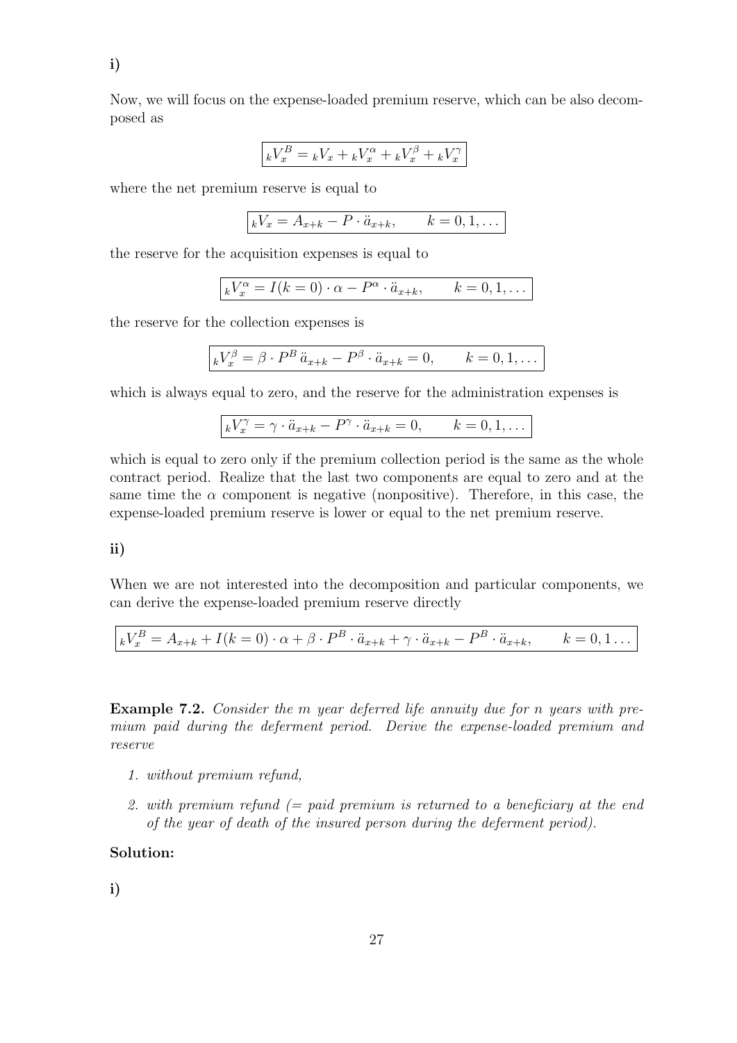**i)**

Now, we will focus on the expense-loaded premium reserve, which can be also decomposed as

$$\boxed{{}_kV_x^B = {}_kV_x + {}_kV_x^\alpha + {}_kV_x^\beta + {}_kV_x^\gamma}$$

where the net premium reserve is equal to

$$\boxed{{}_kV_x = A_{x+k} - P \cdot \ddot{a}_{x+k}, \qquad k = 0, 1, \ldots}$$

the reserve for the acquisition expenses is equal to

$$\boxed{{}_kV_x^\alpha = I(k=0) \cdot \alpha - P^\alpha \cdot \ddot{a}_{x+k}, \qquad k = 0, 1, \ldots}$$

the reserve for the collection expenses is

$$\boxed{{}_kV_x^\beta = \beta \cdot P^B \, \ddot{a}_{x+k} - P^\beta \cdot \ddot{a}_{x+k} = 0, \qquad k = 0, 1, \ldots}$$

which is always equal to zero, and the reserve for the administration expenses is

$$\boxed{{}_kV_x^\gamma = \gamma \cdot \ddot{a}_{x+k} - P^\gamma \cdot \ddot{a}_{x+k} = 0, \qquad k = 0, 1, \ldots}$$

which is equal to zero only if the premium collection period is the same as the whole contract period. Realize that the last two components are equal to zero and at the same time the $\alpha$ component is negative (nonpositive). Therefore, in this case, the expense-loaded premium reserve is lower or equal to the net premium reserve.

**ii)**

When we are not interested into the decomposition and particular components, we can derive the expense-loaded premium reserve directly

$$\boxed{{}_kV_x^B = A_{x+k} + I(k=0) \cdot \alpha + \beta \cdot P^B \cdot \ddot{a}_{x+k} + \gamma \cdot \ddot{a}_{x+k} - P^B \cdot \ddot{a}_{x+k}, \qquad k = 0, 1 \ldots}$$

**Example 7.2.** *Consider the m year deferred life annuity due for n years with premium paid during the deferment period. Derive the expense-loaded premium and reserve*

1. *without premium refund,*
2. *with premium refund (= paid premium is returned to a beneficiary at the end of the year of death of the insured person during the deferment period).*

**Solution:**

**i)**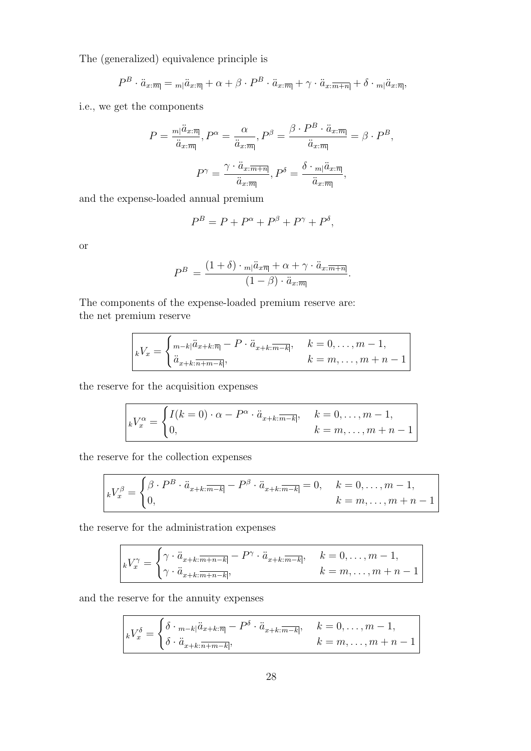The (generalized) equivalence principle is

$$P^B \cdot \ddot{a}_{x:\overline{m}|} = {}_{m|}\ddot{a}_{x:\overline{n}|} + \alpha + \beta \cdot P^B \cdot \ddot{a}_{x:\overline{m}|} + \gamma \cdot \ddot{a}_{x:\overline{m+n}|} + \delta \cdot {}_{m|}\ddot{a}_{x:\overline{n}|},$$

i.e., we get the components

$$P = \frac{{}_{m|}\ddot{a}_{x:\overline{n}|}}{\ddot{a}_{x:\overline{m}|}}, P^\alpha = \frac{\alpha}{\ddot{a}_{x:\overline{m}|}}, P^\beta = \frac{\beta \cdot P^B \cdot \ddot{a}_{x:\overline{m}|}}{\ddot{a}_{x:\overline{m}|}} = \beta \cdot P^B,$$

$$P^\gamma = \frac{\gamma \cdot \ddot{a}_{x:\overline{m+n}|}}{\ddot{a}_{x:\overline{m}|}}, P^\delta = \frac{\delta \cdot {}_{m|}\ddot{a}_{x:\overline{n}|}}{\ddot{a}_{x:\overline{m}|}},$$

and the expense-loaded annual premium

$$P^B = P + P^\alpha + P^\beta + P^\gamma + P^\delta,$$

or

$$P^B = \frac{(1+\delta) \cdot {}_{m|}\ddot{a}_{x\overline{n}|} + \alpha + \gamma \cdot \ddot{a}_{x:\overline{m+n}|}}{(1-\beta) \cdot \ddot{a}_{x:\overline{m}|}}.$$

The components of the expense-loaded premium reserve are:
the net premium reserve

$$ {}_kV_x = \begin{cases} {}_{m-k|}\ddot{a}_{x+k:\overline{n}|} - P \cdot \ddot{a}_{x+k:\overline{m-k}|}, & k = 0, \ldots, m-1, \\ \ddot{a}_{x+k:\overline{n+m-k}|}, & k = m, \ldots, m+n-1 \end{cases} $$

the reserve for the acquisition expenses

$$ {}_kV_x^\alpha = \begin{cases} I(k=0) \cdot \alpha - P^\alpha \cdot \ddot{a}_{x+k:\overline{m-k}|}, & k = 0, \ldots, m-1, \\ 0, & k = m, \ldots, m+n-1 \end{cases} $$

the reserve for the collection expenses

$$ {}_kV_x^\beta = \begin{cases} \beta \cdot P^B \cdot \ddot{a}_{x+k:\overline{m-k}|} - P^\beta \cdot \ddot{a}_{x+k:\overline{m-k}|} = 0, & k = 0, \ldots, m-1, \\ 0, & k = m, \ldots, m+n-1 \end{cases} $$

the reserve for the administration expenses

$$ {}_kV_x^\gamma = \begin{cases} \gamma \cdot \ddot{a}_{x+k:\overline{m+n-k}|} - P^\gamma \cdot \ddot{a}_{x+k:\overline{m-k}|}, & k = 0, \ldots, m-1, \\ \gamma \cdot \ddot{a}_{x+k:\overline{m+n-k}|}, & k = m, \ldots, m+n-1 \end{cases} $$

and the reserve for the annuity expenses

$$ {}_kV_x^\delta = \begin{cases} \delta \cdot {}_{m-k|}\ddot{a}_{x+k:\overline{n}|} - P^\delta \cdot \ddot{a}_{x+k:\overline{m-k}|}, & k = 0, \ldots, m-1, \\ \delta \cdot \ddot{a}_{x+k:\overline{n+m-k}|}, & k = m, \ldots, m+n-1 \end{cases} $$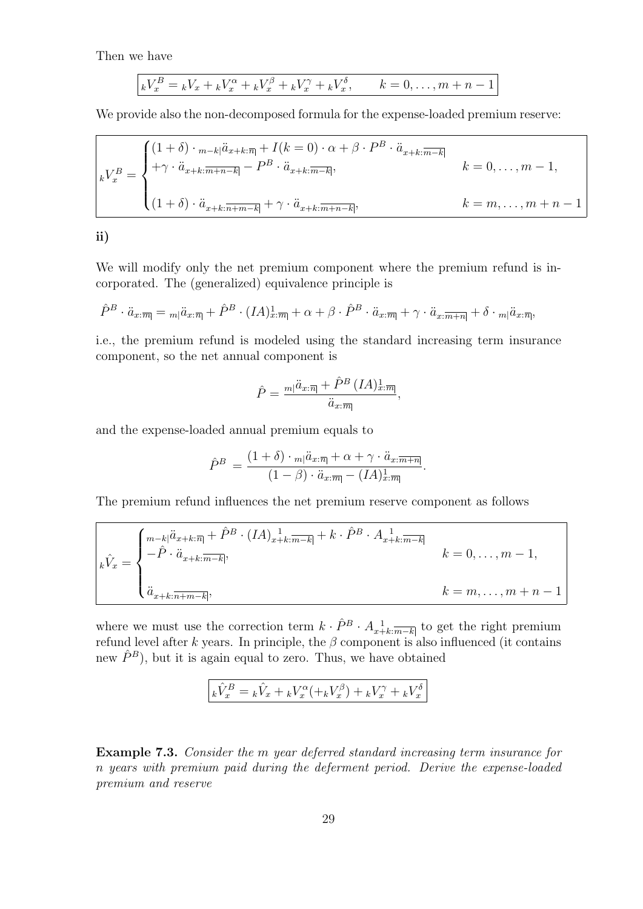Then we have

$$\boxed{{}_kV_x^B = {}_kV_x + {}_kV_x^{\alpha} + {}_kV_x^{\beta} + {}_kV_x^{\gamma} + {}_kV_x^{\delta}, \qquad k = 0, \ldots, m+n-1}$$

We provide also the non-decomposed formula for the expense-loaded premium reserve:

$$
{}_kV_x^B = \begin{cases} (1+\delta) \cdot {}_{m-k|}\ddot{a}_{x+k:\overline{n}|} + I(k=0) \cdot \alpha + \beta \cdot P^B \cdot \ddot{a}_{x+k:\overline{m-k}|} \\ +\gamma \cdot \ddot{a}_{x+k:\overline{m+n-k}|} - P^B \cdot \ddot{a}_{x+k:\overline{m-k}|}, & k = 0, \ldots, m-1, \\ \\ (1+\delta) \cdot \ddot{a}_{x+k:\overline{n+m-k}|} + \gamma \cdot \ddot{a}_{x+k:\overline{m+n-k}|}, & k = m, \ldots, m+n-1 \end{cases}
$$

**ii)**

We will modify only the net premium component where the premium refund is incorporated. The (generalized) equivalence principle is

$$\hat{P}^B \cdot \ddot{a}_{x:\overline{m}|} = {}_{m|}\ddot{a}_{x:\overline{n}|} + \hat{P}^B \cdot (IA)^1_{x:\overline{m}|} + \alpha + \beta \cdot \hat{P}^B \cdot \ddot{a}_{x:\overline{m}|} + \gamma \cdot \ddot{a}_{x:\overline{m+n}|} + \delta \cdot {}_{m|}\ddot{a}_{x:\overline{n}|},$$

i.e., the premium refund is modeled using the standard increasing term insurance component, so the net annual component is

$$\hat{P} = \frac{{}_{m|}\ddot{a}_{x:\overline{n}|} + \hat{P}^B \, (IA)^1_{x:\overline{m}|}}{\ddot{a}_{x:\overline{m}|}},$$

and the expense-loaded annual premium equals to

$$\hat{P}^B = \frac{(1+\delta) \cdot {}_{m|}\ddot{a}_{x:\overline{n}|} + \alpha + \gamma \cdot \ddot{a}_{x:\overline{m+n}|}}{(1-\beta) \cdot \ddot{a}_{x:\overline{m}|} - (IA)^1_{x:\overline{m}|}}.$$

The premium refund influences the net premium reserve component as follows

$$
{}_k\hat{V}_x = \begin{cases} {}_{m-k|}\ddot{a}_{x+k:\overline{n}|} + \hat{P}^B \cdot (IA)^{\,1}_{x+k:\overline{m-k}|} + k \cdot \hat{P}^B \cdot A^{\,1}_{x+k:\overline{m-k}|} \\ -\hat{P} \cdot \ddot{a}_{x+k:\overline{m-k}|}, & k = 0, \ldots, m-1, \\ \\ \ddot{a}_{x+k:\overline{n+m-k}|}, & k = m, \ldots, m+n-1 \end{cases}
$$

where we must use the correction term $k \cdot \hat{P}^B \cdot A^{\,1}_{x+k:\overline{m-k}|}$ to get the right premium refund level after $k$ years. In principle, the $\beta$ component is also influenced (it contains new $\hat{P}^B$), but it is again equal to zero. Thus, we have obtained

$$\boxed{{}_k\hat{V}_x^B = {}_k\hat{V}_x + {}_kV_x^{\alpha} (+ {}_kV_x^{\beta}) + {}_kV_x^{\gamma} + {}_kV_x^{\delta}}$$

**Example 7.3.** *Consider the $m$ year deferred standard increasing term insurance for $n$ years with premium paid during the deferment period. Derive the expense-loaded premium and reserve*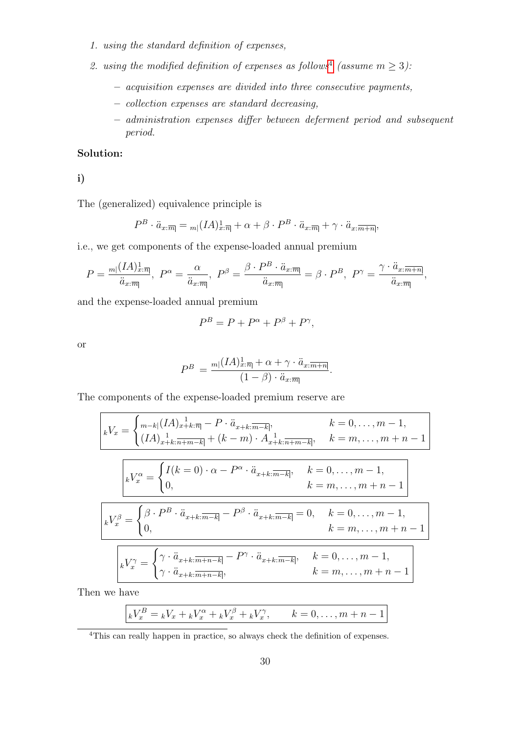1. *using the standard definition of expenses,*
2. *using the modified definition of expenses as follows*[4] *(assume $m \geq 3$):*
   - *acquisition expenses are divided into three consecutive payments,*
   - *collection expenses are standard decreasing,*
   - *administration expenses differ between deferment period and subsequent period.*

**Solution:**

**i)**

The (generalized) equivalence principle is

$$P^B \cdot \ddot{a}_{x:\overline{m}|} = {}_{m|}(IA)^1_{x:\overline{n}|} + \alpha + \beta \cdot P^B \cdot \ddot{a}_{x:\overline{m}|} + \gamma \cdot \ddot{a}_{x:\overline{m+n}|},$$

i.e., we get components of the expense-loaded annual premium

$$P = \frac{{}_{m|}(IA)^1_{x:\overline{n}|}}{\ddot{a}_{x:\overline{m}|}},\ P^\alpha = \frac{\alpha}{\ddot{a}_{x:\overline{m}|}},\ P^\beta = \frac{\beta \cdot P^B \cdot \ddot{a}_{x:\overline{m}|}}{\ddot{a}_{x:\overline{m}|}} = \beta \cdot P^B,\ P^\gamma = \frac{\gamma \cdot \ddot{a}_{x:\overline{m+n}|}}{\ddot{a}_{x:\overline{m}|}},$$

and the expense-loaded annual premium

$$P^B = P + P^\alpha + P^\beta + P^\gamma,$$

or

$$P^B = \frac{{}_{m|}(IA)^1_{x:\overline{n}|} + \alpha + \gamma \cdot \ddot{a}_{x:\overline{m+n}|}}{(1-\beta) \cdot \ddot{a}_{x:\overline{m}|}}.$$

The components of the expense-loaded premium reserve are

$$\boxed{{}_kV_x = \begin{cases} {}_{m-k|}(IA)^1_{x+k:\overline{n}|} - P \cdot \ddot{a}_{x+k:\overline{m-k}|}, & k = 0, \ldots, m-1, \\ (IA)^{\;1}_{x+k:\overline{n+m-k}|} + (k-m) \cdot A^{\;1}_{x+k:\overline{n+m-k}|}, & k = m, \ldots, m+n-1 \end{cases}}$$

$$\boxed{{}_kV^\alpha_x = \begin{cases} I(k=0) \cdot \alpha - P^\alpha \cdot \ddot{a}_{x+k:\overline{m-k}|}, & k = 0, \ldots, m-1, \\ 0, & k = m, \ldots, m+n-1 \end{cases}}$$

$$\boxed{{}_kV^\beta_x = \begin{cases} \beta \cdot P^B \cdot \ddot{a}_{x+k:\overline{m-k}|} - P^\beta \cdot \ddot{a}_{x+k:\overline{m-k}|} = 0, & k = 0, \ldots, m-1, \\ 0, & k = m, \ldots, m+n-1 \end{cases}}$$

$$\boxed{{}_kV^\gamma_x = \begin{cases} \gamma \cdot \ddot{a}_{x+k:\overline{m+n-k}|} - P^\gamma \cdot \ddot{a}_{x+k:\overline{m-k}|}, & k = 0, \ldots, m-1, \\ \gamma \cdot \ddot{a}_{x+k:\overline{m+n-k}|}, & k = m, \ldots, m+n-1 \end{cases}}$$

Then we have

$$\boxed{{}_kV^B_x = {}_kV_x + {}_kV^\alpha_x + {}_kV^\beta_x + {}_kV^\gamma_x, \qquad k = 0, \ldots, m+n-1}$$

---

[4] This can really happen in practice, so always check the definition of expenses.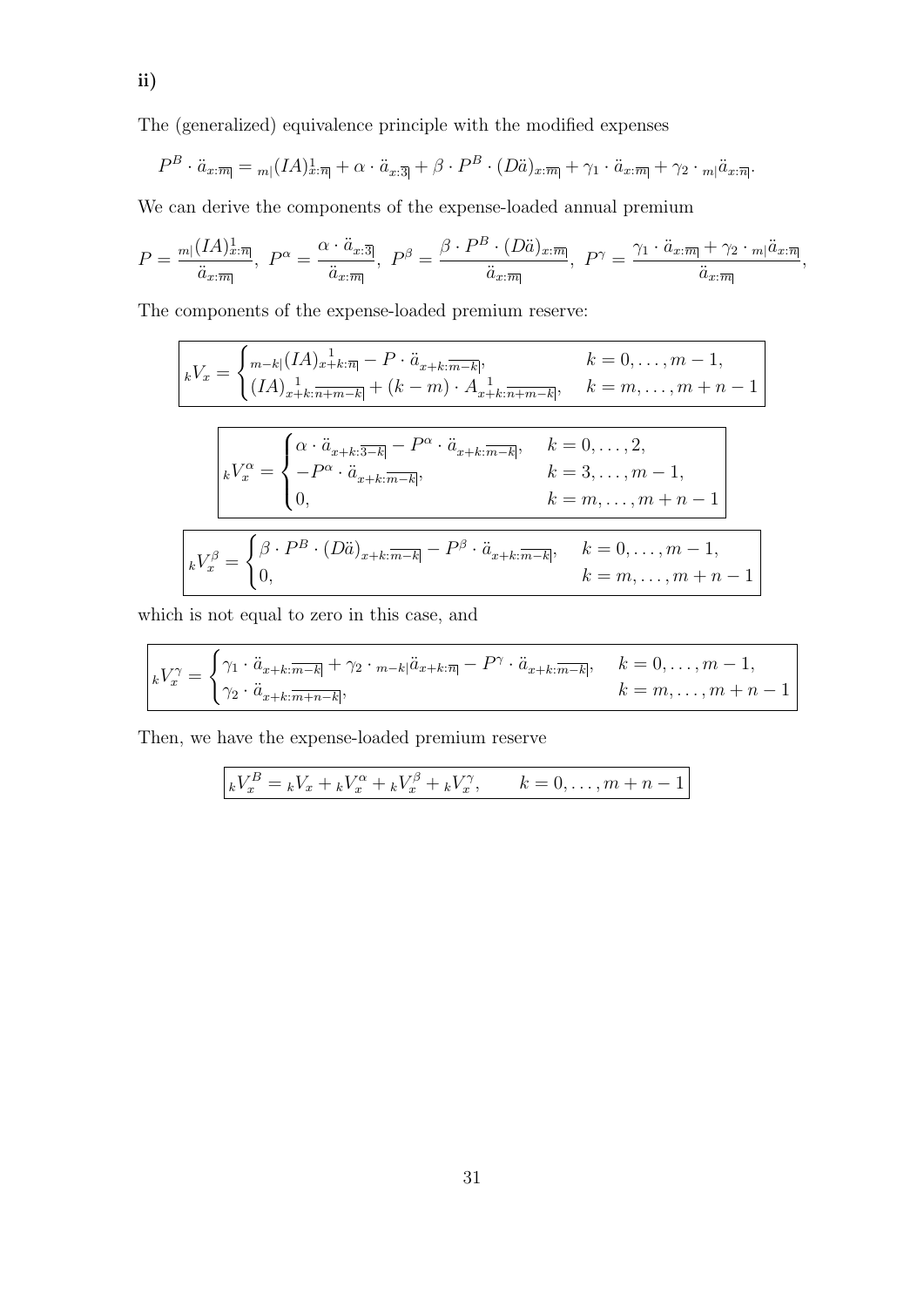**ii)**

The (generalized) equivalence principle with the modified expenses

$$P^B \cdot \ddot{a}_{x:\overline{m}|} = {}_{m|}(IA)^1_{x:\overline{n}|} + \alpha \cdot \ddot{a}_{x:\overline{3}|} + \beta \cdot P^B \cdot (D\ddot{a})_{x:\overline{m}|} + \gamma_1 \cdot \ddot{a}_{x:\overline{m}|} + \gamma_2 \cdot {}_{m|}\ddot{a}_{x:\overline{n}|}.$$

We can derive the components of the expense-loaded annual premium

$$P = \frac{{}_{m|}(IA)^1_{x:\overline{n}|}}{\ddot{a}_{x:\overline{m}|}},\ P^\alpha = \frac{\alpha \cdot \ddot{a}_{x:\overline{3}|}}{\ddot{a}_{x:\overline{m}|}},\ P^\beta = \frac{\beta \cdot P^B \cdot (D\ddot{a})_{x:\overline{m}|}}{\ddot{a}_{x:\overline{m}|}},\ P^\gamma = \frac{\gamma_1 \cdot \ddot{a}_{x:\overline{m}|} + \gamma_2 \cdot {}_{m|}\ddot{a}_{x:\overline{n}|}}{\ddot{a}_{x:\overline{m}|}},$$

The components of the expense-loaded premium reserve:

$$\boxed{{}_kV_x = \begin{cases} {}_{m-k|}(IA)^1_{x+k:\overline{n}|} - P \cdot \ddot{a}_{x+k:\overline{m-k}|}, & k = 0, \dots, m-1, \\ (IA)^{\ 1}_{x+k:\overline{n+m-k}|} + (k-m) \cdot A^{\ 1}_{x+k:\overline{n+m-k}|}, & k = m, \dots, m+n-1 \end{cases}}$$

$$\boxed{{}_kV_x^\alpha = \begin{cases} \alpha \cdot \ddot{a}_{x+k:\overline{3-k}|} - P^\alpha \cdot \ddot{a}_{x+k:\overline{m-k}|}, & k = 0, \dots, 2, \\ -P^\alpha \cdot \ddot{a}_{x+k:\overline{m-k}|}, & k = 3, \dots, m-1, \\ 0, & k = m, \dots, m+n-1 \end{cases}}$$

$$\boxed{{}_kV_x^\beta = \begin{cases} \beta \cdot P^B \cdot (D\ddot{a})_{x+k:\overline{m-k}|} - P^\beta \cdot \ddot{a}_{x+k:\overline{m-k}|}, & k = 0, \dots, m-1, \\ 0, & k = m, \dots, m+n-1 \end{cases}}$$

which is not equal to zero in this case, and

$$\boxed{{}_kV_x^\gamma = \begin{cases} \gamma_1 \cdot \ddot{a}_{x+k:\overline{m-k}|} + \gamma_2 \cdot {}_{m-k|}\ddot{a}_{x+k:\overline{n}|} - P^\gamma \cdot \ddot{a}_{x+k:\overline{m-k}|}, & k = 0, \dots, m-1, \\ \gamma_2 \cdot \ddot{a}_{x+k:\overline{m+n-k}|}, & k = m, \dots, m+n-1 \end{cases}}$$

Then, we have the expense-loaded premium reserve

$$\boxed{{}_kV_x^B = {}_kV_x + {}_kV_x^\alpha + {}_kV_x^\beta + {}_kV_x^\gamma, \qquad k = 0, \dots, m+n-1}$$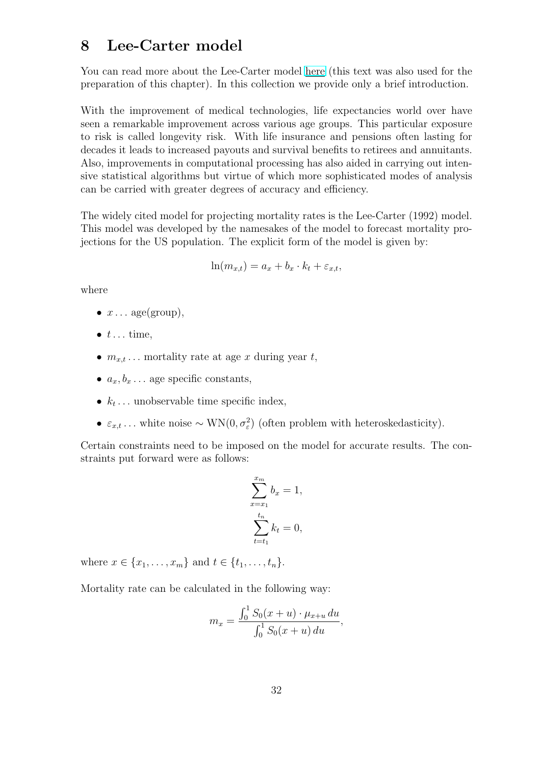# 8 Lee-Carter model

You can read more about the Lee-Carter model here (this text was also used for the preparation of this chapter). In this collection we provide only a brief introduction.

With the improvement of medical technologies, life expectancies world over have seen a remarkable improvement across various age groups. This particular exposure to risk is called longevity risk. With life insurance and pensions often lasting for decades it leads to increased payouts and survival benefits to retirees and annuitants. Also, improvements in computational processing has also aided in carrying out intensive statistical algorithms but virtue of which more sophisticated modes of analysis can be carried with greater degrees of accuracy and efficiency.

The widely cited model for projecting mortality rates is the Lee-Carter (1992) model. This model was developed by the namesakes of the model to forecast mortality projections for the US population. The explicit form of the model is given by:

$$\ln(m_{x,t}) = a_x + b_x \cdot k_t + \varepsilon_{x,t},$$

where

- $x \ldots$ age(group),
- $t \ldots$ time,
- $m_{x,t} \ldots$ mortality rate at age $x$ during year $t$,
- $a_x, b_x \ldots$ age specific constants,
- $k_t \ldots$ unobservable time specific index,
- $\varepsilon_{x,t} \ldots$ white noise $\sim \mathrm{WN}(0, \sigma_\varepsilon^2)$ (often problem with heteroskedasticity).

Certain constraints need to be imposed on the model for accurate results. The constraints put forward were as follows:

$$\sum_{x=x_1}^{x_m} b_x = 1,$$

$$\sum_{t=t_1}^{t_n} k_t = 0,$$

where $x \in \{x_1, \ldots, x_m\}$ and $t \in \{t_1, \ldots, t_n\}$.

Mortality rate can be calculated in the following way:

$$m_x = \frac{\int_0^1 S_0(x+u) \cdot \mu_{x+u} \, du}{\int_0^1 S_0(x+u) \, du},$$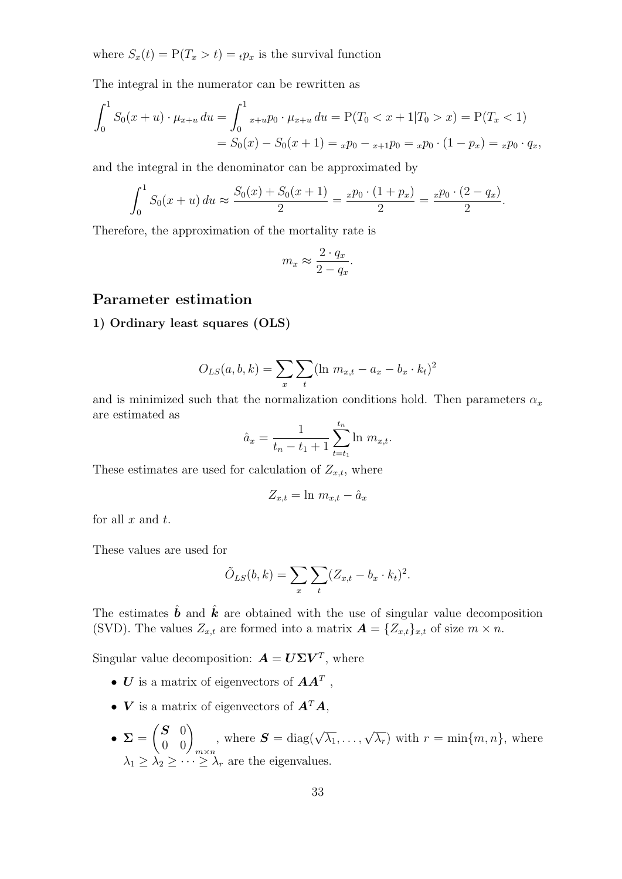where $S_x(t) = \mathrm{P}(T_x > t) = {}_tp_x$ is the survival function

The integral in the numerator can be rewritten as

$$\int_0^1 S_0(x+u) \cdot \mu_{x+u}\, du = \int_0^1 {}_{x+u}p_0 \cdot \mu_{x+u}\, du = \mathrm{P}(T_0 < x+1 | T_0 > x) = \mathrm{P}(T_x < 1)$$
$$= S_0(x) - S_0(x+1) = {}_xp_0 - {}_{x+1}p_0 = {}_xp_0 \cdot (1 - p_x) = {}_xp_0 \cdot q_x,$$

and the integral in the denominator can be approximated by

$$\int_0^1 S_0(x+u)\, du \approx \frac{S_0(x) + S_0(x+1)}{2} = \frac{{}_xp_0 \cdot (1 + p_x)}{2} = \frac{{}_xp_0 \cdot (2 - q_x)}{2}.$$

Therefore, the approximation of the mortality rate is

$$m_x \approx \frac{2 \cdot q_x}{2 - q_x}.$$

## Parameter estimation

### 1) Ordinary least squares (OLS)

$$O_{LS}(a, b, k) = \sum_x \sum_t (\ln\, m_{x,t} - a_x - b_x \cdot k_t)^2$$

and is minimized such that the normalization conditions hold. Then parameters $\alpha_x$ are estimated as

$$\hat{a}_x = \frac{1}{t_n - t_1 + 1} \sum_{t=t_1}^{t_n} \ln\, m_{x,t}.$$

These estimates are used for calculation of $Z_{x,t}$, where

$$Z_{x,t} = \ln\, m_{x,t} - \hat{a}_x$$

for all $x$ and $t$.

These values are used for

$$\tilde{O}_{LS}(b, k) = \sum_x \sum_t (Z_{x,t} - b_x \cdot k_t)^2.$$

The estimates $\hat{\boldsymbol{b}}$ and $\hat{\boldsymbol{k}}$ are obtained with the use of singular value decomposition (SVD). The values $Z_{x,t}$ are formed into a matrix $\boldsymbol{A} = \{Z_{x,t}\}_{x,t}$ of size $m \times n$.

Singular value decomposition: $\boldsymbol{A} = \boldsymbol{U}\boldsymbol{\Sigma}\boldsymbol{V}^T$, where

- $\boldsymbol{U}$ is a matrix of eigenvectors of $\boldsymbol{A}\boldsymbol{A}^T$ ,
- $\boldsymbol{V}$ is a matrix of eigenvectors of $\boldsymbol{A}^T\boldsymbol{A}$,
- $\boldsymbol{\Sigma} = \begin{pmatrix} \boldsymbol{S} & 0 \\ 0 & 0 \end{pmatrix}_{m \times n}$, where $\boldsymbol{S} = \mathrm{diag}(\sqrt{\lambda_1}, \ldots, \sqrt{\lambda_r})$ with $r = \min\{m, n\}$, where $\lambda_1 \geq \lambda_2 \geq \cdots \geq \lambda_r$ are the eigenvalues.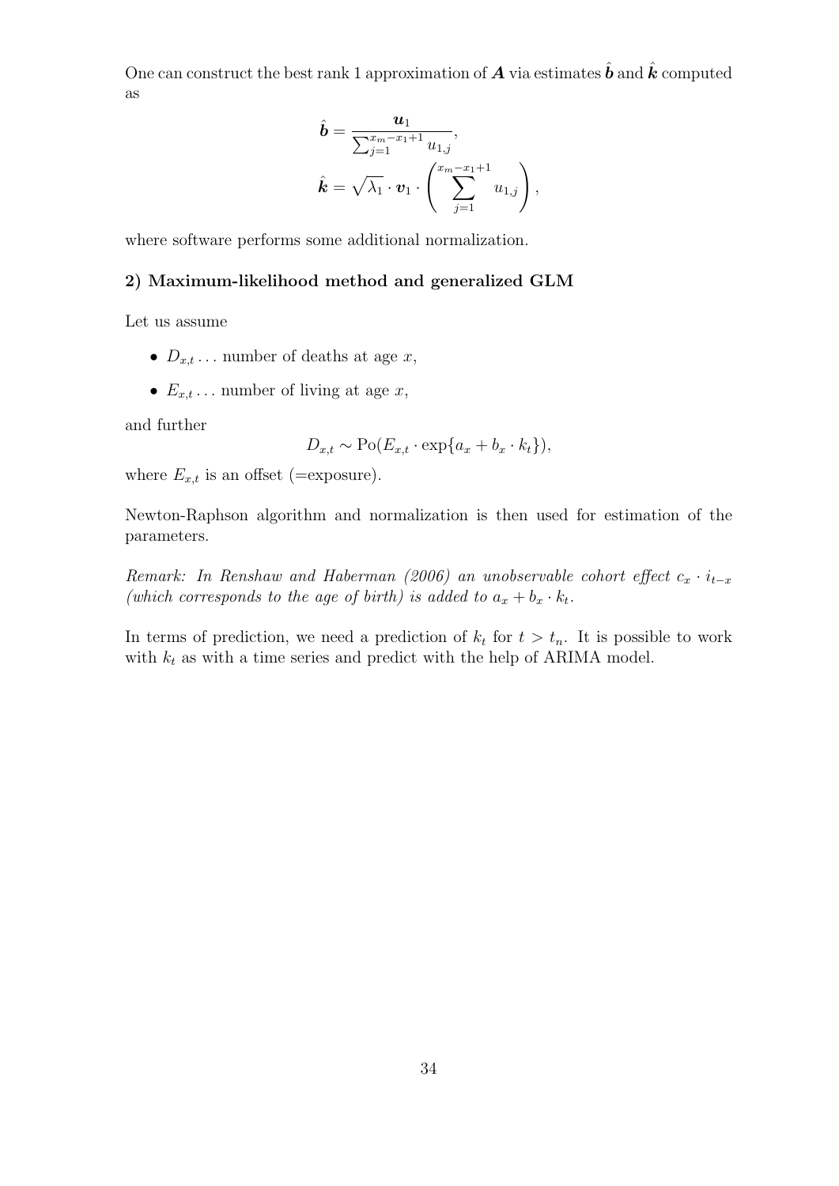One can construct the best rank 1 approximation of $\boldsymbol{A}$ via estimates $\hat{\boldsymbol{b}}$ and $\hat{\boldsymbol{k}}$ computed as

$$\hat{\boldsymbol{b}} = \frac{\boldsymbol{u}_1}{\sum_{j=1}^{x_m - x_1 + 1} u_{1,j}},$$

$$\hat{\boldsymbol{k}} = \sqrt{\lambda_1} \cdot \boldsymbol{v}_1 \cdot \left( \sum_{j=1}^{x_m - x_1 + 1} u_{1,j} \right),$$

where software performs some additional normalization.

### 2) Maximum-likelihood method and generalized GLM

Let us assume

- $D_{x,t} \ldots$ number of deaths at age $x$,
- $E_{x,t} \ldots$ number of living at age $x$,

and further

$$D_{x,t} \sim \mathrm{Po}(E_{x,t} \cdot \exp\{a_x + b_x \cdot k_t\}),$$

where $E_{x,t}$ is an offset (=exposure).

Newton-Raphson algorithm and normalization is then used for estimation of the parameters.

*Remark: In Renshaw and Haberman (2006) an unobservable cohort effect $c_x \cdot i_{t-x}$ (which corresponds to the age of birth) is added to $a_x + b_x \cdot k_t$.*

In terms of prediction, we need a prediction of $k_t$ for $t > t_n$. It is possible to work with $k_t$ as with a time series and predict with the help of ARIMA model.